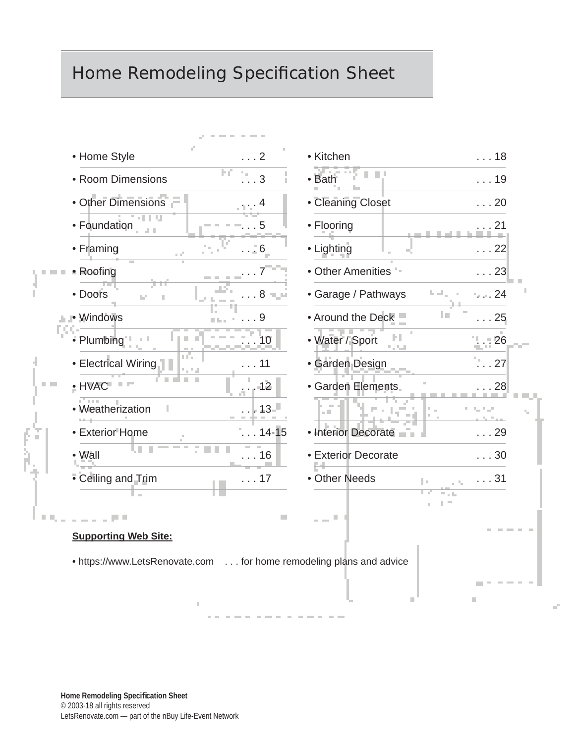# Home Remodeling Specification Sheet

- Home Style . . . 2
- Room Dimensions . . . 3
- Other Dimensions . . . 4
- Foundation . . . 5
- Framing . . . 6
- Roofing . . . 7
- Doors . . . 8
- Windows . . . 9
- Plumbing . . . 10
- Electrical Wiring . . . 11
- HVAC . . . 12
- Weatherization . . . 13
- Exterior Home . . . 14-15
- Wall . . . 16
- Ceiling and Trim . . . 17
- Kitchen . . . 18
- Bath . . . 19
- Cleaning Closet . . . 20
- Flooring . . . 21
- Lighting . . . 22
- Other Amenities . . . 23
- Garage / Pathways . . . 24
- Around the Deck . . . 25
- Water / Sport . . . 26
- Garden Design . . . 27
- Garden Elements . . . 28
- Interior Decorate . . . 29
- Exterior Decorate . . . 30
- Other Needs . . . 31

**Supporting Web Site:**

- https://www.LetsRenovate.com . . . for home remodeling plans and advice

**Home Remodeling Specification Sheet**
© 2003-18 all rights reserved
LetsRenovate.com — part of the nBuy Life-Event Network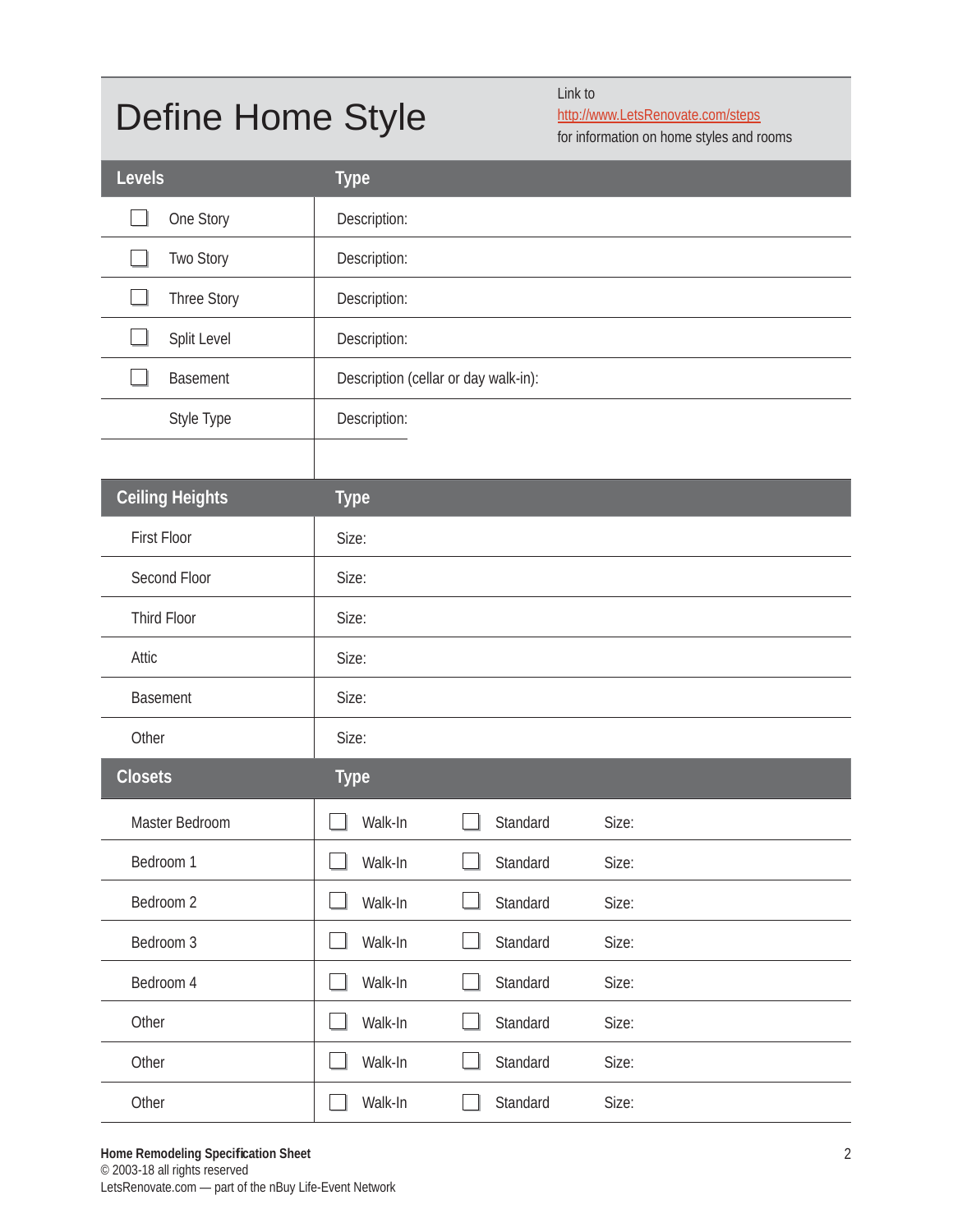# Define Home Style

Link to [http://www.LetsRenovate.com/steps](http://www.LetsRenovate.com/steps) for information on home styles and rooms

| Levels | Type |
|---|---|
| ☐ One Story | Description: |
| ☐ Two Story | Description: |
| ☐ Three Story | Description: |
| ☐ Split Level | Description: |
| ☐ Basement | Description (cellar or day walk-in): |
| Style Type | Description: |

| Ceiling Heights | Type |
|---|---|
| First Floor | Size: |
| Second Floor | Size: |
| Third Floor | Size: |
| Attic | Size: |
| Basement | Size: |
| Other | Size: |

| Closets | Type | | |
|---|---|---|---|
| Master Bedroom | ☐ Walk-In | ☐ Standard | Size: |
| Bedroom 1 | ☐ Walk-In | ☐ Standard | Size: |
| Bedroom 2 | ☐ Walk-In | ☐ Standard | Size: |
| Bedroom 3 | ☐ Walk-In | ☐ Standard | Size: |
| Bedroom 4 | ☐ Walk-In | ☐ Standard | Size: |
| Other | ☐ Walk-In | ☐ Standard | Size: |
| Other | ☐ Walk-In | ☐ Standard | Size: |
| Other | ☐ Walk-In | ☐ Standard | Size: |

**Home Remodeling Specification Sheet**
© 2003-18 all rights reserved
LetsRenovate.com — part of the nBuy Life-Event Network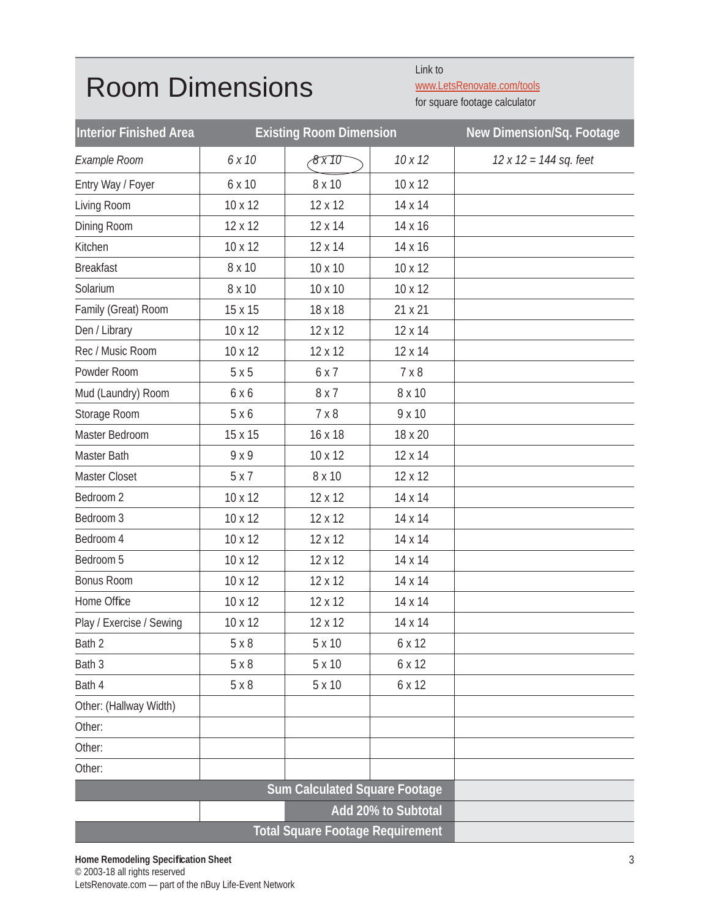# Room Dimensions

Link to
www.LetsRenovate.com/tools
for square footage calculator

| Interior Finished Area | Existing Room Dimension | | | New Dimension/Sq. Footage |
|---|---|---|---|---|
| *Example Room* | *6 x 10* | *8 x 10* | *10 x 12* | *12 x 12 = 144 sq. feet* |
| Entry Way / Foyer | 6 x 10 | 8 x 10 | 10 x 12 | |
| Living Room | 10 x 12 | 12 x 12 | 14 x 14 | |
| Dining Room | 12 x 12 | 12 x 14 | 14 x 16 | |
| Kitchen | 10 x 12 | 12 x 14 | 14 x 16 | |
| Breakfast | 8 x 10 | 10 x 10 | 10 x 12 | |
| Solarium | 8 x 10 | 10 x 10 | 10 x 12 | |
| Family (Great) Room | 15 x 15 | 18 x 18 | 21 x 21 | |
| Den / Library | 10 x 12 | 12 x 12 | 12 x 14 | |
| Rec / Music Room | 10 x 12 | 12 x 12 | 12 x 14 | |
| Powder Room | 5 x 5 | 6 x 7 | 7 x 8 | |
| Mud (Laundry) Room | 6 x 6 | 8 x 7 | 8 x 10 | |
| Storage Room | 5 x 6 | 7 x 8 | 9 x 10 | |
| Master Bedroom | 15 x 15 | 16 x 18 | 18 x 20 | |
| Master Bath | 9 x 9 | 10 x 12 | 12 x 14 | |
| Master Closet | 5 x 7 | 8 x 10 | 12 x 12 | |
| Bedroom 2 | 10 x 12 | 12 x 12 | 14 x 14 | |
| Bedroom 3 | 10 x 12 | 12 x 12 | 14 x 14 | |
| Bedroom 4 | 10 x 12 | 12 x 12 | 14 x 14 | |
| Bedroom 5 | 10 x 12 | 12 x 12 | 14 x 14 | |
| Bonus Room | 10 x 12 | 12 x 12 | 14 x 14 | |
| Home Office | 10 x 12 | 12 x 12 | 14 x 14 | |
| Play / Exercise / Sewing | 10 x 12 | 12 x 12 | 14 x 14 | |
| Bath 2 | 5 x 8 | 5 x 10 | 6 x 12 | |
| Bath 3 | 5 x 8 | 5 x 10 | 6 x 12 | |
| Bath 4 | 5 x 8 | 5 x 10 | 6 x 12 | |
| Other: (Hallway Width) | | | | |
| Other: | | | | |
| Other: | | | | |
| Other: | | | | |
| **Sum Calculated Square Footage** | | | | |
| | | **Add 20% to Subtotal** | | |
| **Total Square Footage Requirement** | | | | |

**Home Remodeling Specification Sheet**
© 2003-18 all rights reserved
LetsRenovate.com — part of the nBuy Life-Event Network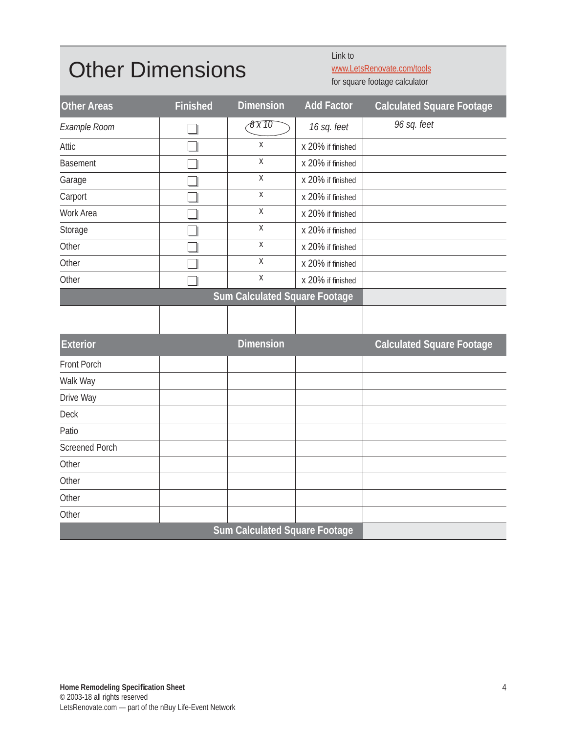# Other Dimensions

Link to
www.LetsRenovate.com/tools
for square footage calculator

| Other Areas | Finished | Dimension | Add Factor | Calculated Square Footage |
|---|---|---|---|---|
| *Example Room* | ☐ | *8 x 10* | *16 sq. feet* | *96 sq. feet* |
| Attic | ☐ | x | x 20% if finished | |
| Basement | ☐ | x | x 20% if finished | |
| Garage | ☐ | x | x 20% if finished | |
| Carport | ☐ | x | x 20% if finished | |
| Work Area | ☐ | x | x 20% if finished | |
| Storage | ☐ | x | x 20% if finished | |
| Other | ☐ | x | x 20% if finished | |
| Other | ☐ | x | x 20% if finished | |
| Other | ☐ | x | x 20% if finished | |
| | | **Sum Calculated Square Footage** | | |

| Exterior | | Dimension | | Calculated Square Footage |
|---|---|---|---|---|
| Front Porch | | | | |
| Walk Way | | | | |
| Drive Way | | | | |
| Deck | | | | |
| Patio | | | | |
| Screened Porch | | | | |
| Other | | | | |
| Other | | | | |
| Other | | | | |
| Other | | | | |
| | | **Sum Calculated Square Footage** | | |

**Home Remodeling Specification Sheet**
© 2003-18 all rights reserved
LetsRenovate.com — part of the nBuy Life-Event Network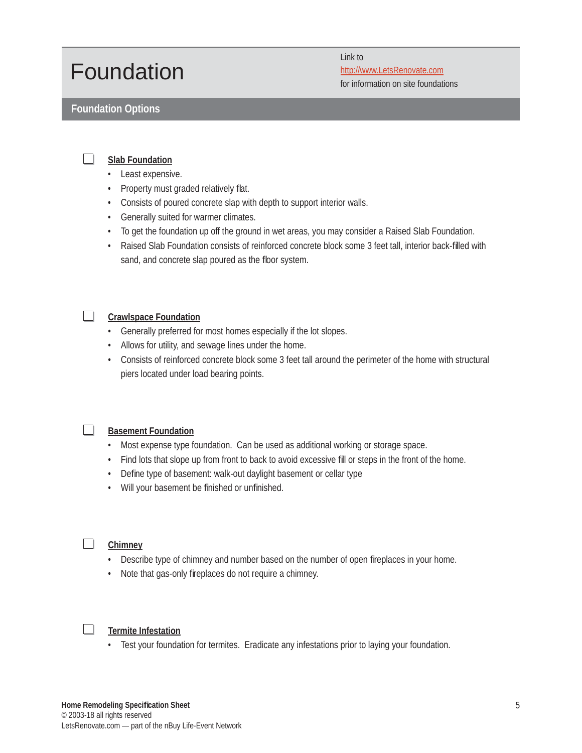# Foundation

Link to
http://www.LetsRenovate.com
for information on site foundations

## Foundation Options

☐ **Slab Foundation**

- Least expensive.
- Property must graded relatively flat.
- Consists of poured concrete slap with depth to support interior walls.
- Generally suited for warmer climates.
- To get the foundation up off the ground in wet areas, you may consider a Raised Slab Foundation.
- Raised Slab Foundation consists of reinforced concrete block some 3 feet tall, interior back-filled with sand, and concrete slap poured as the floor system.

☐ **Crawlspace Foundation**

- Generally preferred for most homes especially if the lot slopes.
- Allows for utility, and sewage lines under the home.
- Consists of reinforced concrete block some 3 feet tall around the perimeter of the home with structural piers located under load bearing points.

☐ **Basement Foundation**

- Most expense type foundation.  Can be used as additional working or storage space.
- Find lots that slope up from front to back to avoid excessive fill or steps in the front of the home.
- Define type of basement: walk-out daylight basement or cellar type
- Will your basement be finished or unfinished.

☐ **Chimney**

- Describe type of chimney and number based on the number of open fireplaces in your home.
- Note that gas-only fireplaces do not require a chimney.

☐ **Termite Infestation**

- Test your foundation for termites.  Eradicate any infestations prior to laying your foundation.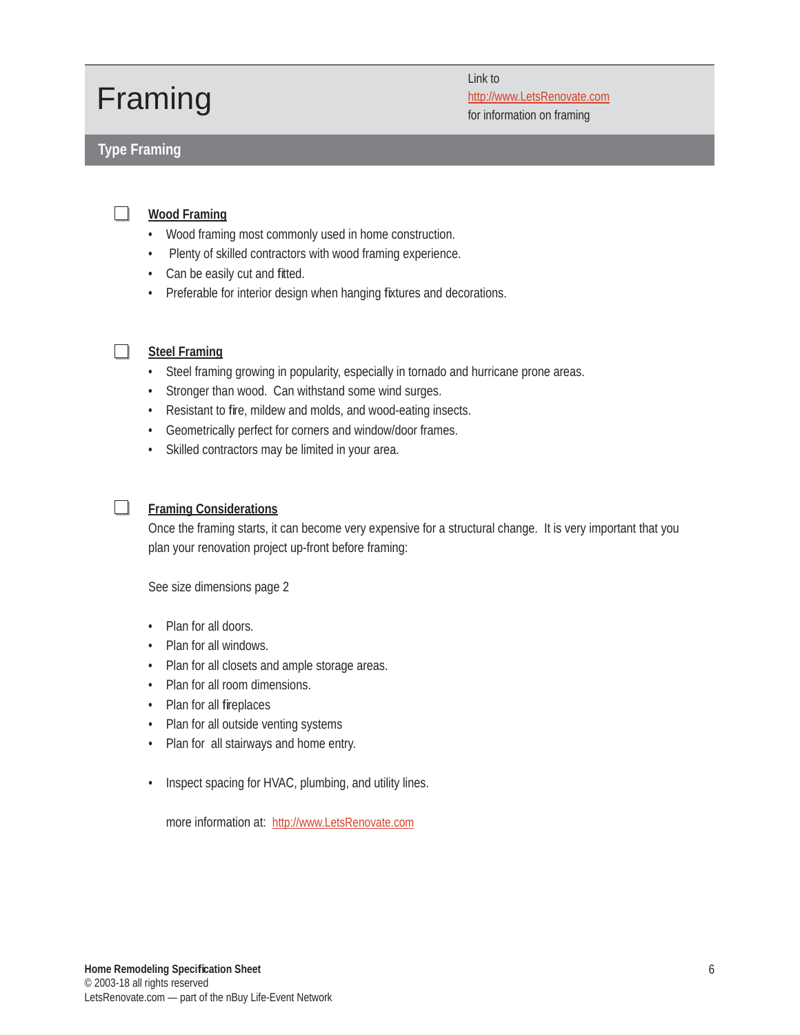# Framing

Link to
http://www.LetsRenovate.com
for information on framing

## Type Framing

☐ **Wood Framing**

- Wood framing most commonly used in home construction.
- Plenty of skilled contractors with wood framing experience.
- Can be easily cut and fitted.
- Preferable for interior design when hanging fixtures and decorations.

☐ **Steel Framing**

- Steel framing growing in popularity, especially in tornado and hurricane prone areas.
- Stronger than wood. Can withstand some wind surges.
- Resistant to fire, mildew and molds, and wood-eating insects.
- Geometrically perfect for corners and window/door frames.
- Skilled contractors may be limited in your area.

☐ **Framing Considerations**

Once the framing starts, it can become very expensive for a structural change. It is very important that you plan your renovation project up-front before framing:

See size dimensions page 2

- Plan for all doors.
- Plan for all windows.
- Plan for all closets and ample storage areas.
- Plan for all room dimensions.
- Plan for all fireplaces
- Plan for all outside venting systems
- Plan for all stairways and home entry.

- Inspect spacing for HVAC, plumbing, and utility lines.

more information at: http://www.LetsRenovate.com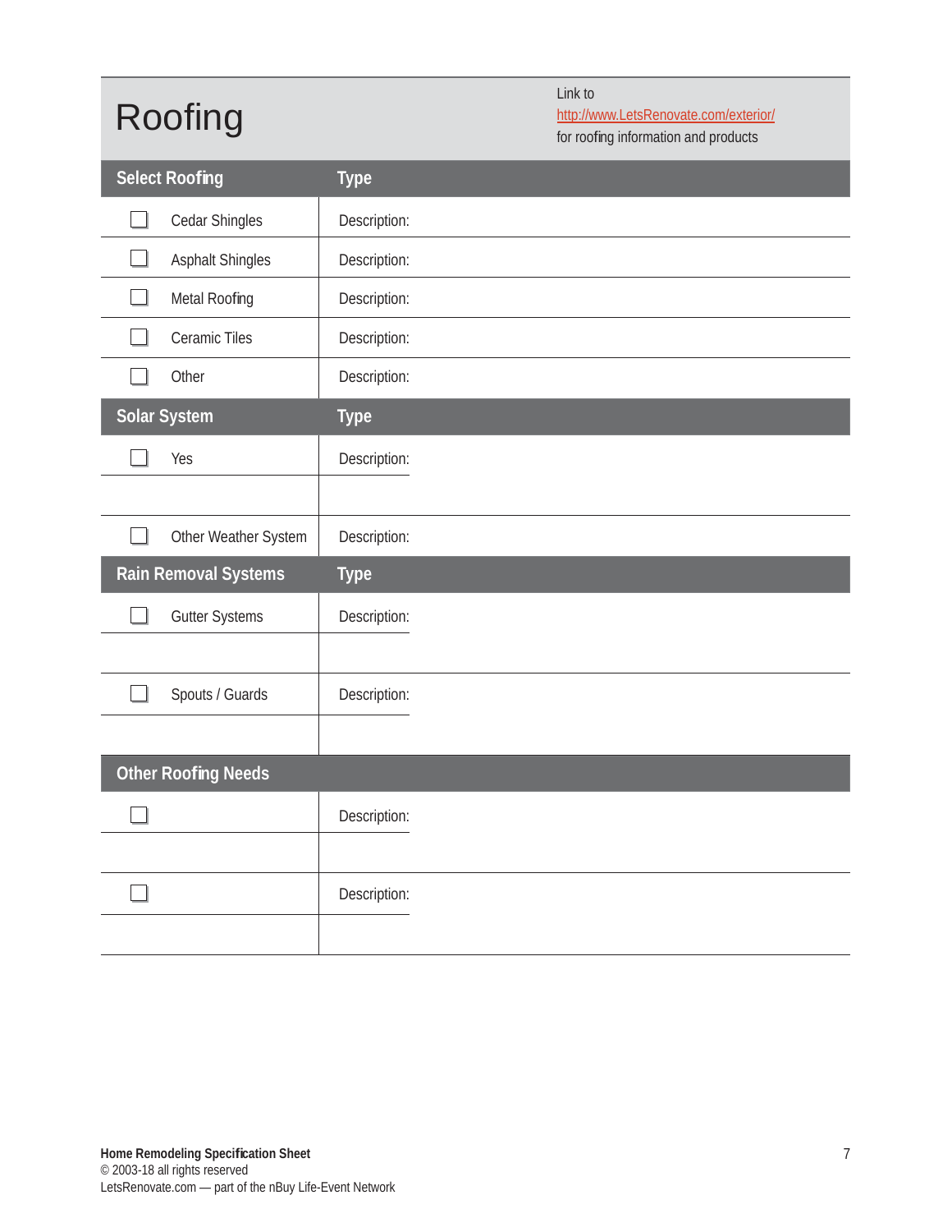# Roofing

Link to
http://www.LetsRenovate.com/exterior/
for roofing information and products

| Select Roofing | Type |
|---|---|
| ☐ Cedar Shingles | Description: |
| ☐ Asphalt Shingles | Description: |
| ☐ Metal Roofing | Description: |
| ☐ Ceramic Tiles | Description: |
| ☐ Other | Description: |

| Solar System | Type |
|---|---|
| ☐ Yes | Description: |
| | |
| ☐ Other Weather System | Description: |

| Rain Removal Systems | Type |
|---|---|
| ☐ Gutter Systems | Description: |
| | |
| ☐ Spouts / Guards | Description: |
| | |

| Other Roofing Needs | |
|---|---|
| ☐ | Description: |
| | |
| ☐ | Description: |
| | |

**Home Remodeling Specification Sheet**
© 2003-18 all rights reserved
LetsRenovate.com — part of the nBuy Life-Event Network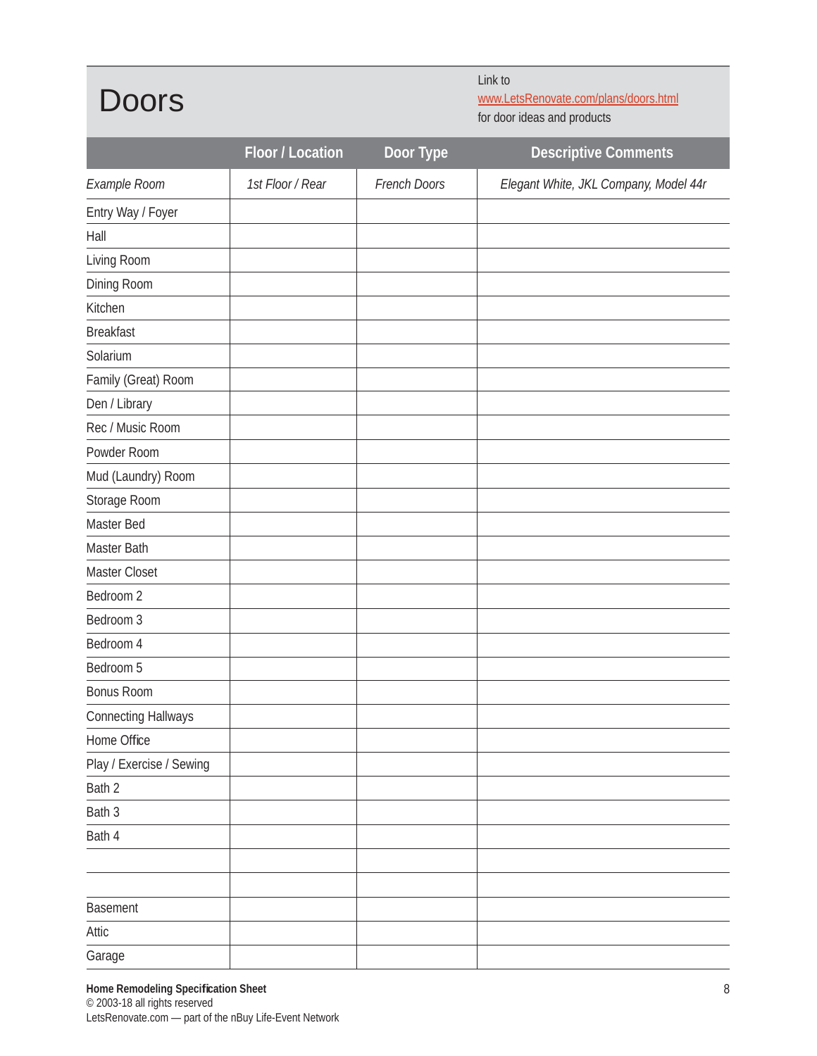# Doors

Link to
www.LetsRenovate.com/plans/doors.html
for door ideas and products

| | Floor / Location | Door Type | Descriptive Comments |
|---|---|---|---|
| *Example Room* | *1st Floor / Rear* | *French Doors* | *Elegant White, JKL Company, Model 44r* |
| Entry Way / Foyer | | | |
| Hall | | | |
| Living Room | | | |
| Dining Room | | | |
| Kitchen | | | |
| Breakfast | | | |
| Solarium | | | |
| Family (Great) Room | | | |
| Den / Library | | | |
| Rec / Music Room | | | |
| Powder Room | | | |
| Mud (Laundry) Room | | | |
| Storage Room | | | |
| Master Bed | | | |
| Master Bath | | | |
| Master Closet | | | |
| Bedroom 2 | | | |
| Bedroom 3 | | | |
| Bedroom 4 | | | |
| Bedroom 5 | | | |
| Bonus Room | | | |
| Connecting Hallways | | | |
| Home Office | | | |
| Play / Exercise / Sewing | | | |
| Bath 2 | | | |
| Bath 3 | | | |
| Bath 4 | | | |
| | | | |
| | | | |
| Basement | | | |
| Attic | | | |
| Garage | | | |

**Home Remodeling Specification Sheet**
© 2003-18 all rights reserved
LetsRenovate.com — part of the nBuy Life-Event Network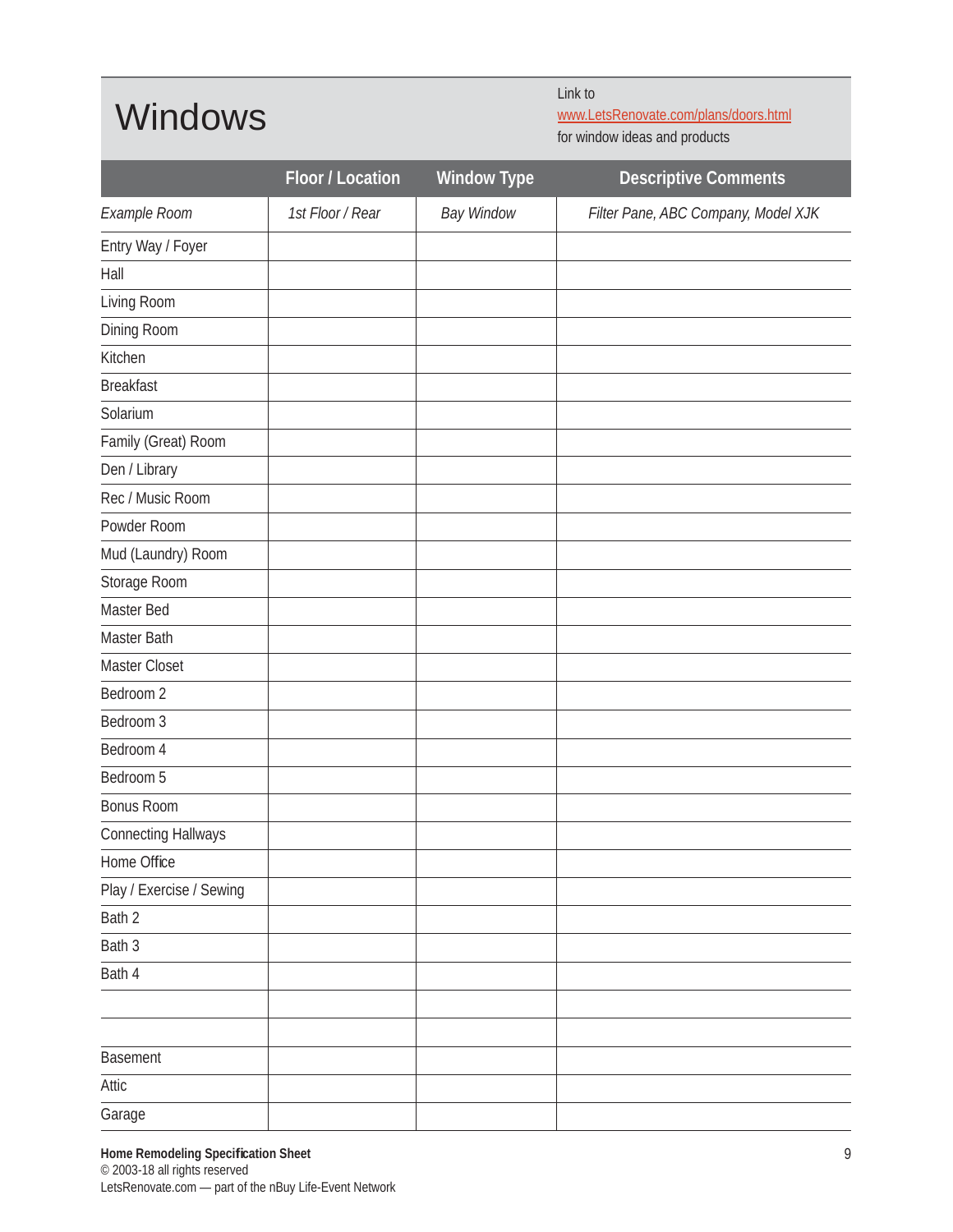# Windows

Link to
www.LetsRenovate.com/plans/doors.html
for window ideas and products

| | Floor / Location | Window Type | Descriptive Comments |
|---|---|---|---|
| *Example Room* | *1st Floor / Rear* | *Bay Window* | *Filter Pane, ABC Company, Model XJK* |
| Entry Way / Foyer | | | |
| Hall | | | |
| Living Room | | | |
| Dining Room | | | |
| Kitchen | | | |
| Breakfast | | | |
| Solarium | | | |
| Family (Great) Room | | | |
| Den / Library | | | |
| Rec / Music Room | | | |
| Powder Room | | | |
| Mud (Laundry) Room | | | |
| Storage Room | | | |
| Master Bed | | | |
| Master Bath | | | |
| Master Closet | | | |
| Bedroom 2 | | | |
| Bedroom 3 | | | |
| Bedroom 4 | | | |
| Bedroom 5 | | | |
| Bonus Room | | | |
| Connecting Hallways | | | |
| Home Office | | | |
| Play / Exercise / Sewing | | | |
| Bath 2 | | | |
| Bath 3 | | | |
| Bath 4 | | | |
| | | | |
| | | | |
| Basement | | | |
| Attic | | | |
| Garage | | | |

**Home Remodeling Specification Sheet**
© 2003-18 all rights reserved
LetsRenovate.com — part of the nBuy Life-Event Network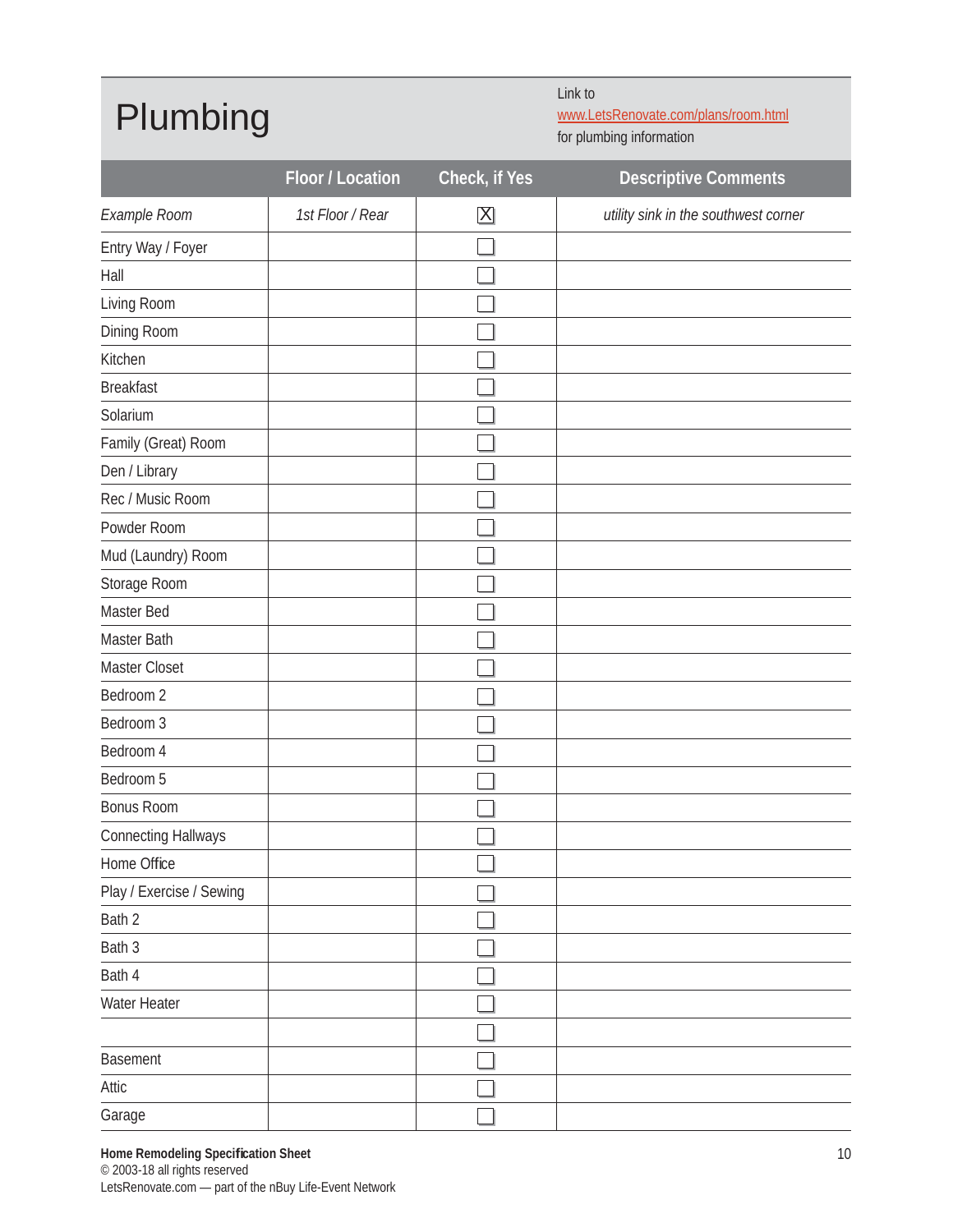# Plumbing

Link to [www.LetsRenovate.com/plans/room.html](www.LetsRenovate.com/plans/room.html) for plumbing information

| | Floor / Location | Check, if Yes | Descriptive Comments |
|---|---|---|---|
| *Example Room* | *1st Floor / Rear* | ☒ | *utility sink in the southwest corner* |
| Entry Way / Foyer | | ☐ | |
| Hall | | ☐ | |
| Living Room | | ☐ | |
| Dining Room | | ☐ | |
| Kitchen | | ☐ | |
| Breakfast | | ☐ | |
| Solarium | | ☐ | |
| Family (Great) Room | | ☐ | |
| Den / Library | | ☐ | |
| Rec / Music Room | | ☐ | |
| Powder Room | | ☐ | |
| Mud (Laundry) Room | | ☐ | |
| Storage Room | | ☐ | |
| Master Bed | | ☐ | |
| Master Bath | | ☐ | |
| Master Closet | | ☐ | |
| Bedroom 2 | | ☐ | |
| Bedroom 3 | | ☐ | |
| Bedroom 4 | | ☐ | |
| Bedroom 5 | | ☐ | |
| Bonus Room | | ☐ | |
| Connecting Hallways | | ☐ | |
| Home Office | | ☐ | |
| Play / Exercise / Sewing | | ☐ | |
| Bath 2 | | ☐ | |
| Bath 3 | | ☐ | |
| Bath 4 | | ☐ | |
| Water Heater | | ☐ | |
| | | ☐ | |
| Basement | | ☐ | |
| Attic | | ☐ | |
| Garage | | ☐ | |

**Home Remodeling Specification Sheet**
© 2003-18 all rights reserved
LetsRenovate.com — part of the nBuy Life-Event Network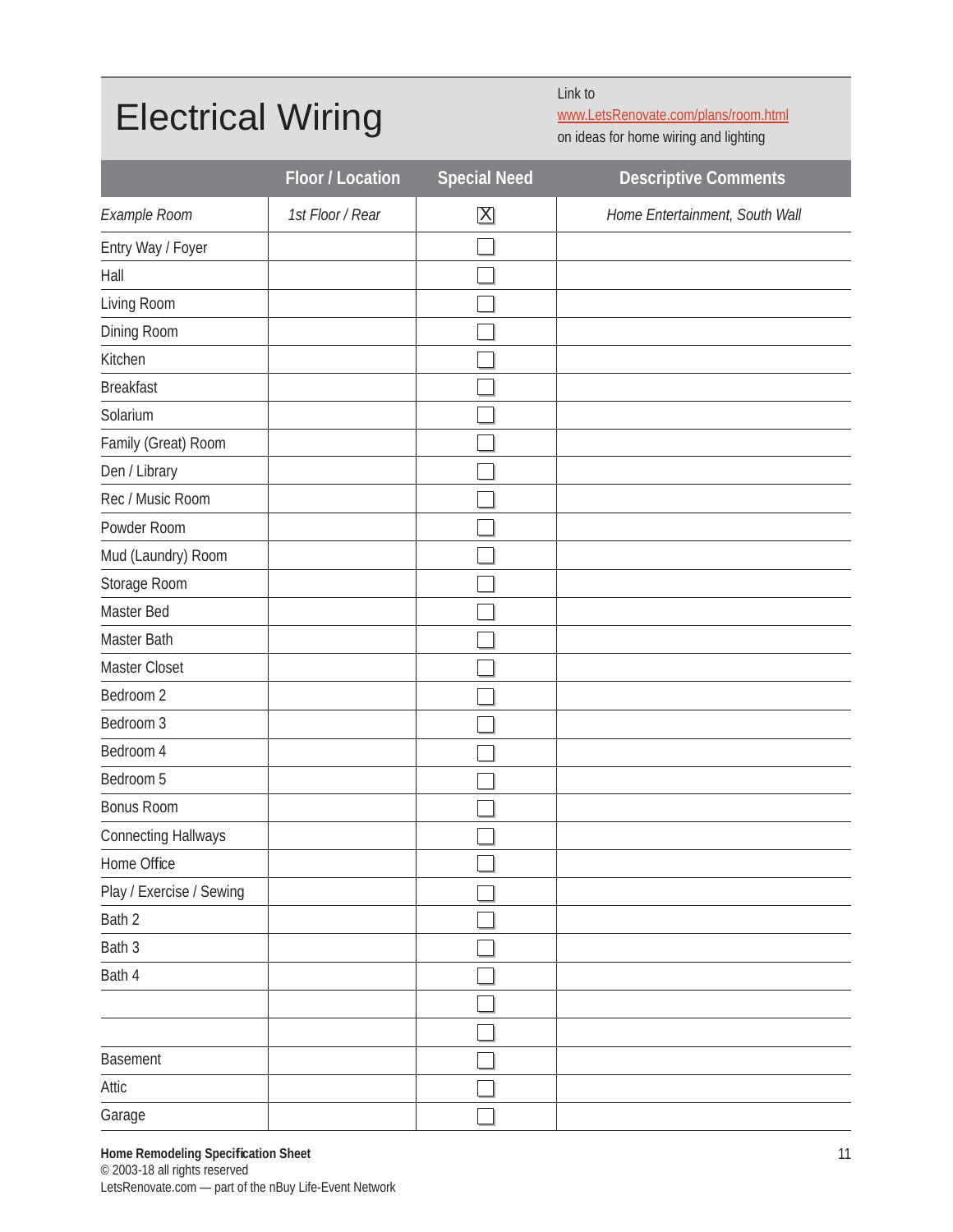# Electrical Wiring

Link to
www.LetsRenovate.com/plans/room.html
on ideas for home wiring and lighting

| | Floor / Location | Special Need | Descriptive Comments |
|---|---|---|---|
| *Example Room* | *1st Floor / Rear* | ☒ | *Home Entertainment, South Wall* |
| Entry Way / Foyer | | ☐ | |
| Hall | | ☐ | |
| Living Room | | ☐ | |
| Dining Room | | ☐ | |
| Kitchen | | ☐ | |
| Breakfast | | ☐ | |
| Solarium | | ☐ | |
| Family (Great) Room | | ☐ | |
| Den / Library | | ☐ | |
| Rec / Music Room | | ☐ | |
| Powder Room | | ☐ | |
| Mud (Laundry) Room | | ☐ | |
| Storage Room | | ☐ | |
| Master Bed | | ☐ | |
| Master Bath | | ☐ | |
| Master Closet | | ☐ | |
| Bedroom 2 | | ☐ | |
| Bedroom 3 | | ☐ | |
| Bedroom 4 | | ☐ | |
| Bedroom 5 | | ☐ | |
| Bonus Room | | ☐ | |
| Connecting Hallways | | ☐ | |
| Home Office | | ☐ | |
| Play / Exercise / Sewing | | ☐ | |
| Bath 2 | | ☐ | |
| Bath 3 | | ☐ | |
| Bath 4 | | ☐ | |
| | | ☐ | |
| | | ☐ | |
| Basement | | ☐ | |
| Attic | | ☐ | |
| Garage | | ☐ | |

**Home Remodeling Specification Sheet**
© 2003-18 all rights reserved
LetsRenovate.com — part of the nBuy Life-Event Network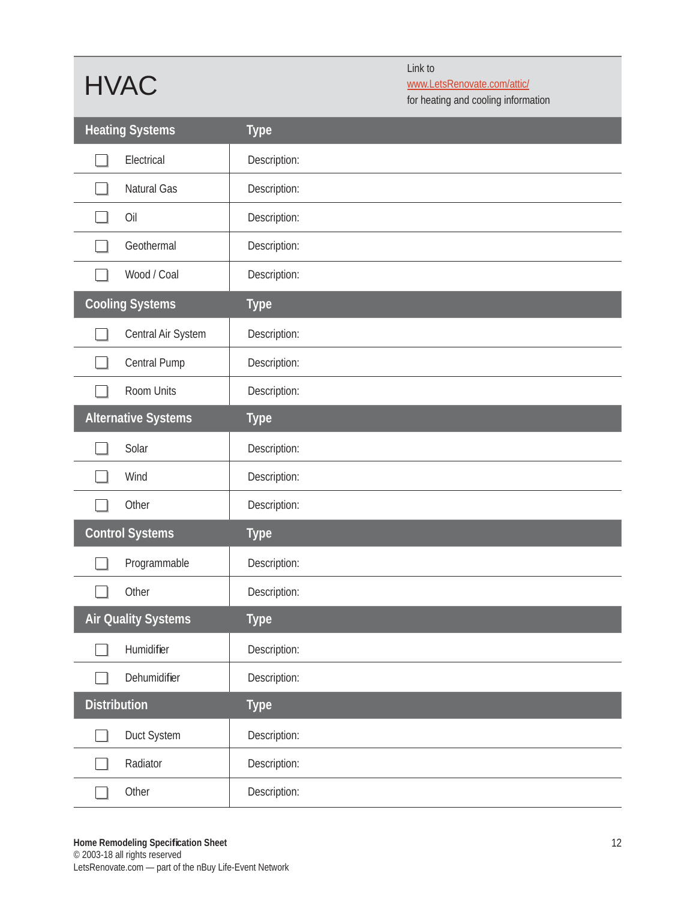# HVAC

Link to
www.LetsRenovate.com/attic/
for heating and cooling information

| Heating Systems | Type |
|---|---|
| ☐ Electrical | Description: |
| ☐ Natural Gas | Description: |
| ☐ Oil | Description: |
| ☐ Geothermal | Description: |
| ☐ Wood / Coal | Description: |
| **Cooling Systems** | **Type** |
| ☐ Central Air System | Description: |
| ☐ Central Pump | Description: |
| ☐ Room Units | Description: |
| **Alternative Systems** | **Type** |
| ☐ Solar | Description: |
| ☐ Wind | Description: |
| ☐ Other | Description: |
| **Control Systems** | **Type** |
| ☐ Programmable | Description: |
| ☐ Other | Description: |
| **Air Quality Systems** | **Type** |
| ☐ Humidifier | Description: |
| ☐ Dehumidifier | Description: |
| **Distribution** | **Type** |
| ☐ Duct System | Description: |
| ☐ Radiator | Description: |
| ☐ Other | Description: |

**Home Remodeling Specification Sheet**
© 2003-18 all rights reserved
LetsRenovate.com — part of the nBuy Life-Event Network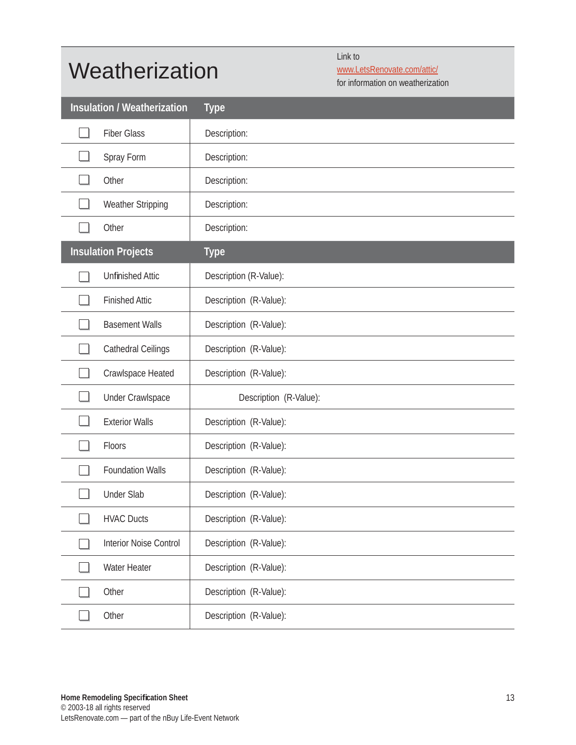# Weatherization

Link to
www.LetsRenovate.com/attic/
for information on weatherization

| Insulation / Weatherization | Type |
|---|---|
| ☐ Fiber Glass | Description: |
| ☐ Spray Form | Description: |
| ☐ Other | Description: |
| ☐ Weather Stripping | Description: |
| ☐ Other | Description: |

| Insulation Projects | Type |
|---|---|
| ☐ Unfinished Attic | Description (R-Value): |
| ☐ Finished Attic | Description (R-Value): |
| ☐ Basement Walls | Description (R-Value): |
| ☐ Cathedral Ceilings | Description (R-Value): |
| ☐ Crawlspace Heated | Description (R-Value): |
| ☐ Under Crawlspace | Description (R-Value): |
| ☐ Exterior Walls | Description (R-Value): |
| ☐ Floors | Description (R-Value): |
| ☐ Foundation Walls | Description (R-Value): |
| ☐ Under Slab | Description (R-Value): |
| ☐ HVAC Ducts | Description (R-Value): |
| ☐ Interior Noise Control | Description (R-Value): |
| ☐ Water Heater | Description (R-Value): |
| ☐ Other | Description (R-Value): |
| ☐ Other | Description (R-Value): |

**Home Remodeling Specification Sheet**
© 2003-18 all rights reserved
LetsRenovate.com — part of the nBuy Life-Event Network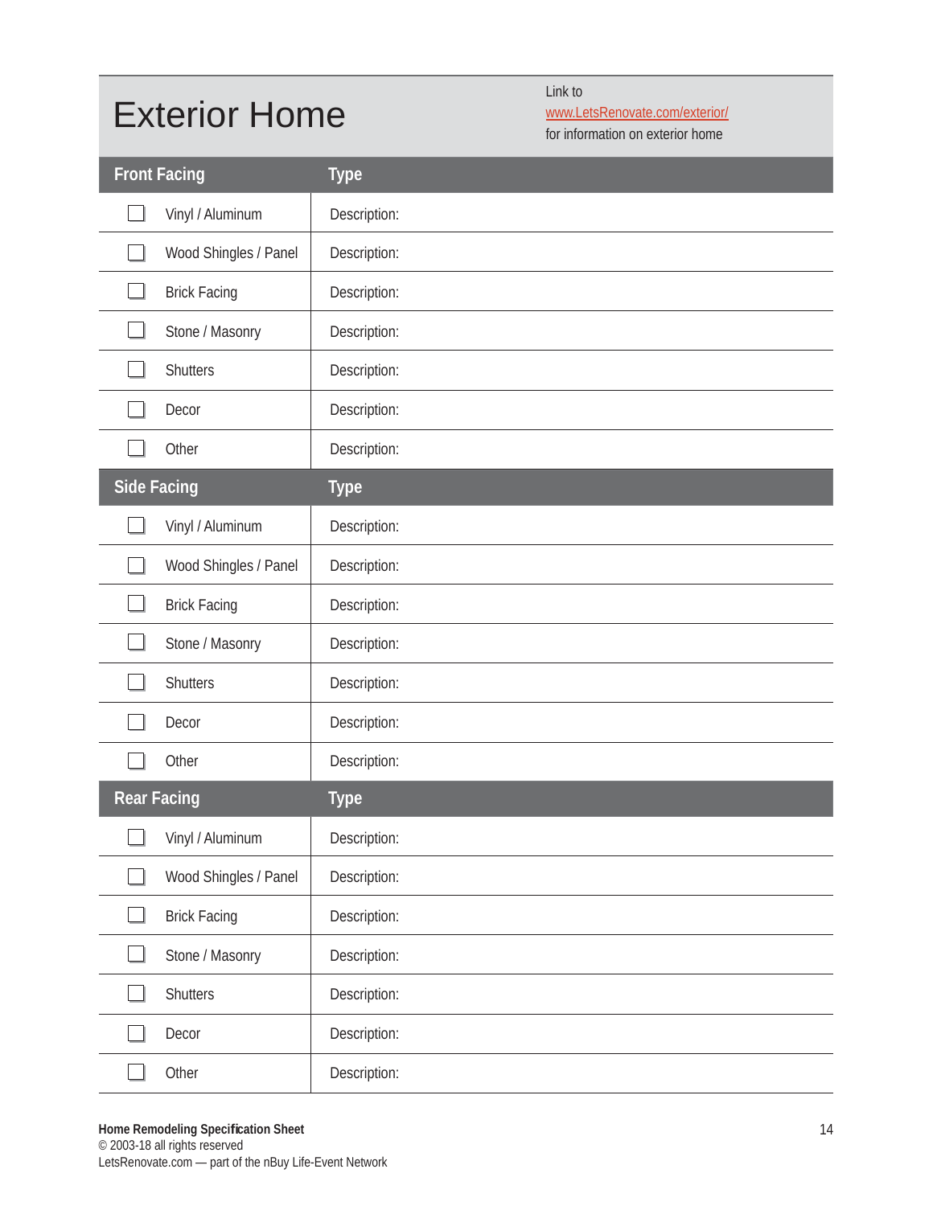# Exterior Home

Link to
[www.LetsRenovate.com/exterior/](www.LetsRenovate.com/exterior/)
for information on exterior home

| Front Facing | Type |
| --- | --- |
| ☐ Vinyl / Aluminum | Description: |
| ☐ Wood Shingles / Panel | Description: |
| ☐ Brick Facing | Description: |
| ☐ Stone / Masonry | Description: |
| ☐ Shutters | Description: |
| ☐ Decor | Description: |
| ☐ Other | Description: |
| **Side Facing** | **Type** |
| ☐ Vinyl / Aluminum | Description: |
| ☐ Wood Shingles / Panel | Description: |
| ☐ Brick Facing | Description: |
| ☐ Stone / Masonry | Description: |
| ☐ Shutters | Description: |
| ☐ Decor | Description: |
| ☐ Other | Description: |
| **Rear Facing** | **Type** |
| ☐ Vinyl / Aluminum | Description: |
| ☐ Wood Shingles / Panel | Description: |
| ☐ Brick Facing | Description: |
| ☐ Stone / Masonry | Description: |
| ☐ Shutters | Description: |
| ☐ Decor | Description: |
| ☐ Other | Description: |

**Home Remodeling Specification Sheet**
© 2003-18 all rights reserved
LetsRenovate.com — part of the nBuy Life-Event Network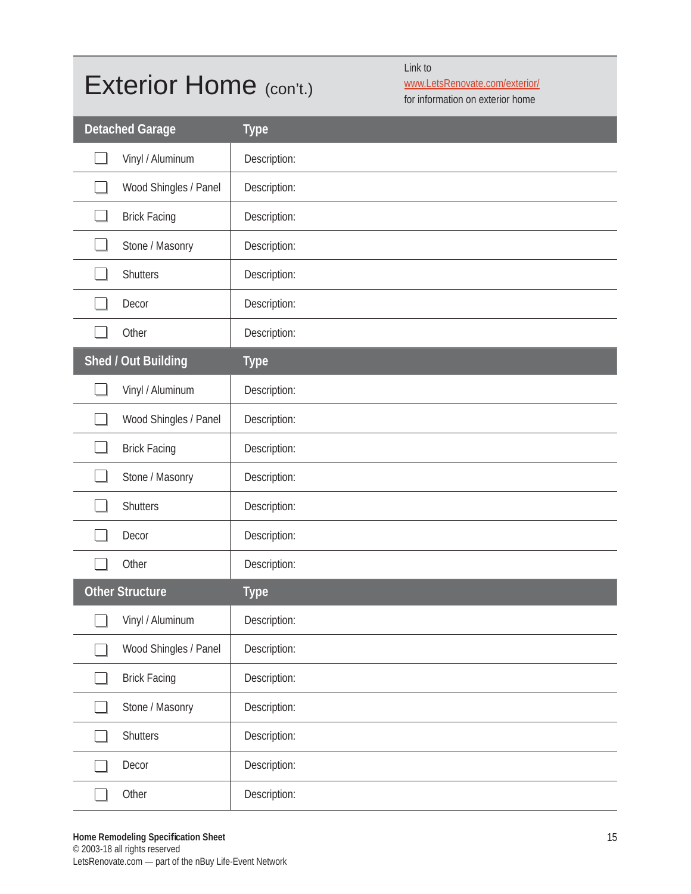# Exterior Home (con't.)

Link to
www.LetsRenovate.com/exterior/
for information on exterior home

| Detached Garage | Type |
|---|---|
| ☐ Vinyl / Aluminum | Description: |
| ☐ Wood Shingles / Panel | Description: |
| ☐ Brick Facing | Description: |
| ☐ Stone / Masonry | Description: |
| ☐ Shutters | Description: |
| ☐ Decor | Description: |
| ☐ Other | Description: |

| Shed / Out Building | Type |
|---|---|
| ☐ Vinyl / Aluminum | Description: |
| ☐ Wood Shingles / Panel | Description: |
| ☐ Brick Facing | Description: |
| ☐ Stone / Masonry | Description: |
| ☐ Shutters | Description: |
| ☐ Decor | Description: |
| ☐ Other | Description: |

| Other Structure | Type |
|---|---|
| ☐ Vinyl / Aluminum | Description: |
| ☐ Wood Shingles / Panel | Description: |
| ☐ Brick Facing | Description: |
| ☐ Stone / Masonry | Description: |
| ☐ Shutters | Description: |
| ☐ Decor | Description: |
| ☐ Other | Description: |

**Home Remodeling Specification Sheet**
© 2003-18 all rights reserved
LetsRenovate.com — part of the nBuy Life-Event Network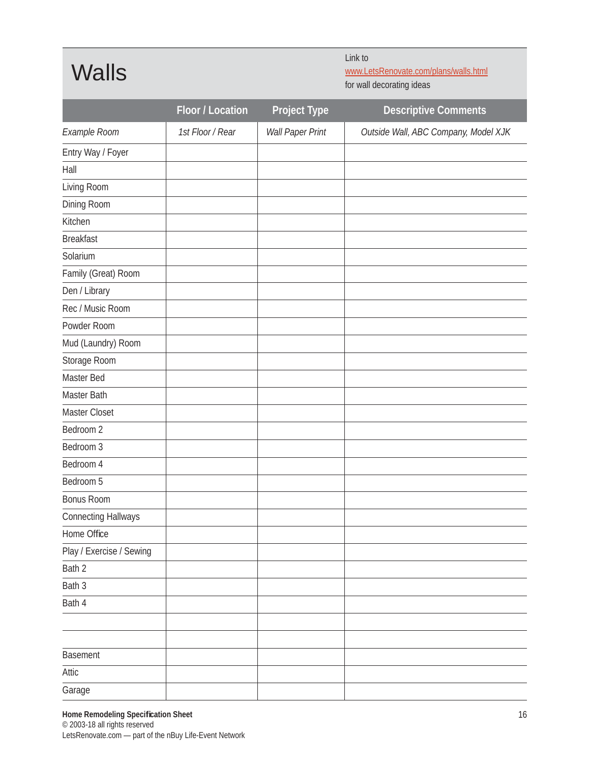# Walls

Link to www.LetsRenovate.com/plans/walls.html for wall decorating ideas

| | Floor / Location | Project Type | Descriptive Comments |
|---|---|---|---|
| *Example Room* | *1st Floor / Rear* | *Wall Paper Print* | *Outside Wall, ABC Company, Model XJK* |
| Entry Way / Foyer | | | |
| Hall | | | |
| Living Room | | | |
| Dining Room | | | |
| Kitchen | | | |
| Breakfast | | | |
| Solarium | | | |
| Family (Great) Room | | | |
| Den / Library | | | |
| Rec / Music Room | | | |
| Powder Room | | | |
| Mud (Laundry) Room | | | |
| Storage Room | | | |
| Master Bed | | | |
| Master Bath | | | |
| Master Closet | | | |
| Bedroom 2 | | | |
| Bedroom 3 | | | |
| Bedroom 4 | | | |
| Bedroom 5 | | | |
| Bonus Room | | | |
| Connecting Hallways | | | |
| Home Office | | | |
| Play / Exercise / Sewing | | | |
| Bath 2 | | | |
| Bath 3 | | | |
| Bath 4 | | | |
| | | | |
| | | | |
| Basement | | | |
| Attic | | | |
| Garage | | | |

**Home Remodeling Specification Sheet**
© 2003-18 all rights reserved
LetsRenovate.com — part of the nBuy Life-Event Network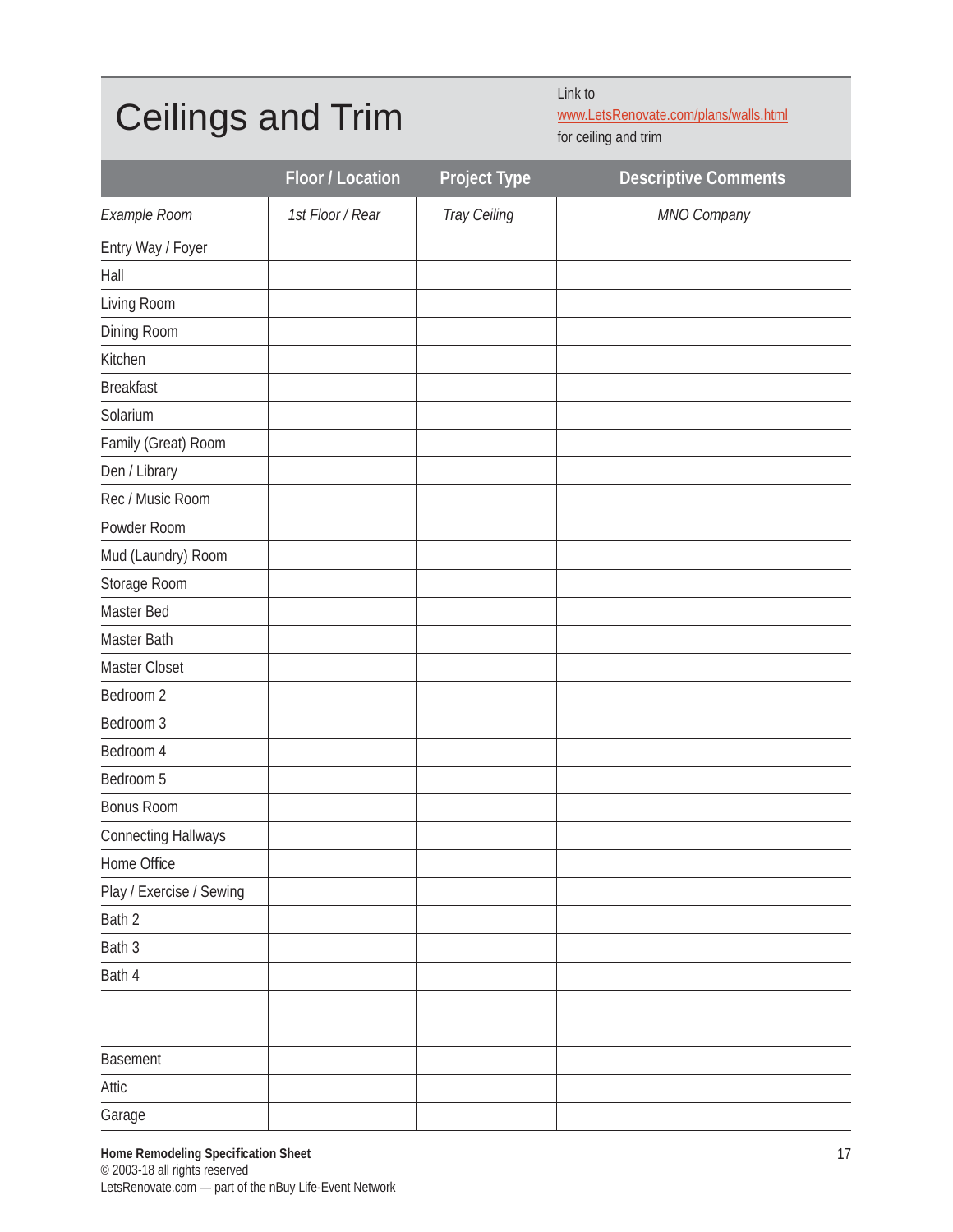# Ceilings and Trim

Link to
www.LetsRenovate.com/plans/walls.html
for ceiling and trim

| | Floor / Location | Project Type | Descriptive Comments |
|---|---|---|---|
| *Example Room* | *1st Floor / Rear* | *Tray Ceiling* | *MNO Company* |
| Entry Way / Foyer | | | |
| Hall | | | |
| Living Room | | | |
| Dining Room | | | |
| Kitchen | | | |
| Breakfast | | | |
| Solarium | | | |
| Family (Great) Room | | | |
| Den / Library | | | |
| Rec / Music Room | | | |
| Powder Room | | | |
| Mud (Laundry) Room | | | |
| Storage Room | | | |
| Master Bed | | | |
| Master Bath | | | |
| Master Closet | | | |
| Bedroom 2 | | | |
| Bedroom 3 | | | |
| Bedroom 4 | | | |
| Bedroom 5 | | | |
| Bonus Room | | | |
| Connecting Hallways | | | |
| Home Office | | | |
| Play / Exercise / Sewing | | | |
| Bath 2 | | | |
| Bath 3 | | | |
| Bath 4 | | | |
| | | | |
| | | | |
| Basement | | | |
| Attic | | | |
| Garage | | | |

**Home Remodeling Specification Sheet**
© 2003-18 all rights reserved
LetsRenovate.com — part of the nBuy Life-Event Network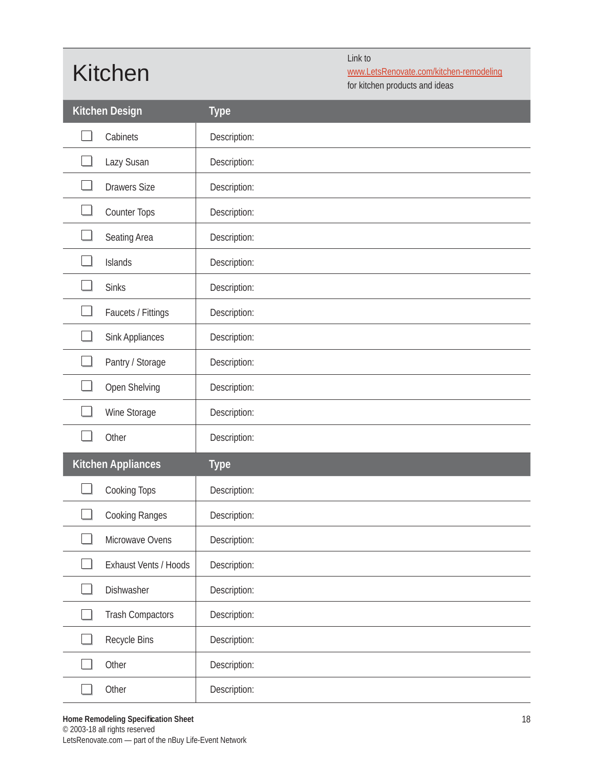# Kitchen

Link to
www.LetsRenovate.com/kitchen-remodeling
for kitchen products and ideas

| Kitchen Design | Type |
|---|---|
| ☐ Cabinets | Description: |
| ☐ Lazy Susan | Description: |
| ☐ Drawers Size | Description: |
| ☐ Counter Tops | Description: |
| ☐ Seating Area | Description: |
| ☐ Islands | Description: |
| ☐ Sinks | Description: |
| ☐ Faucets / Fittings | Description: |
| ☐ Sink Appliances | Description: |
| ☐ Pantry / Storage | Description: |
| ☐ Open Shelving | Description: |
| ☐ Wine Storage | Description: |
| ☐ Other | Description: |

| Kitchen Appliances | Type |
|---|---|
| ☐ Cooking Tops | Description: |
| ☐ Cooking Ranges | Description: |
| ☐ Microwave Ovens | Description: |
| ☐ Exhaust Vents / Hoods | Description: |
| ☐ Dishwasher | Description: |
| ☐ Trash Compactors | Description: |
| ☐ Recycle Bins | Description: |
| ☐ Other | Description: |
| ☐ Other | Description: |

**Home Remodeling Specification Sheet**
© 2003-18 all rights reserved
LetsRenovate.com — part of the nBuy Life-Event Network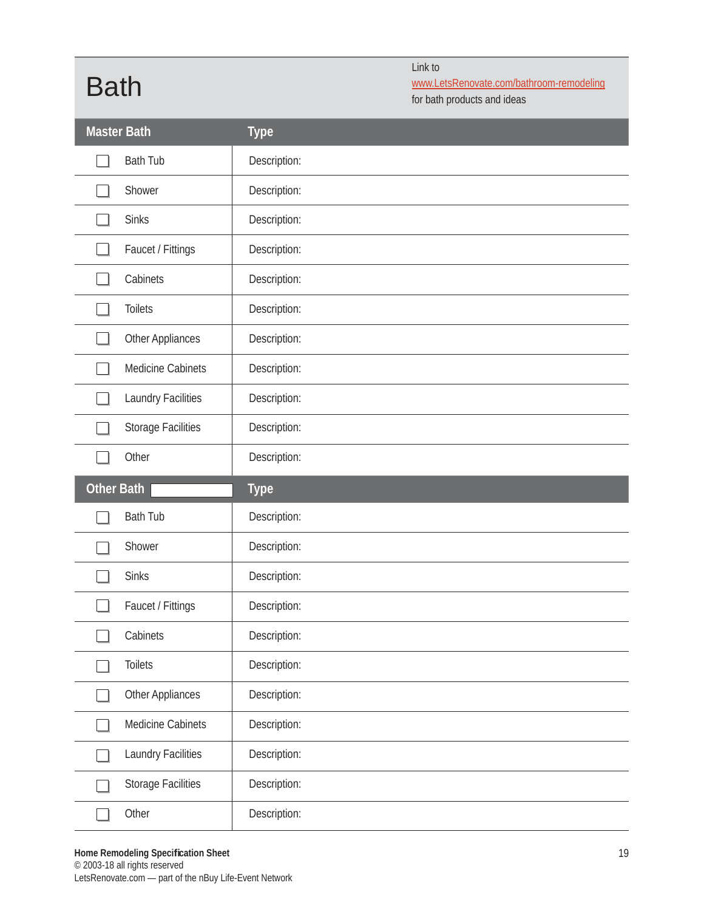# Bath

Link to [www.LetsRenovate.com/bathroom-remodeling](www.LetsRenovate.com/bathroom-remodeling) for bath products and ideas

| Master Bath | Type |
|---|---|
| ☐ Bath Tub | Description: |
| ☐ Shower | Description: |
| ☐ Sinks | Description: |
| ☐ Faucet / Fittings | Description: |
| ☐ Cabinets | Description: |
| ☐ Toilets | Description: |
| ☐ Other Appliances | Description: |
| ☐ Medicine Cabinets | Description: |
| ☐ Laundry Facilities | Description: |
| ☐ Storage Facilities | Description: |
| ☐ Other | Description: |

| Other Bath ______ | Type |
|---|---|
| ☐ Bath Tub | Description: |
| ☐ Shower | Description: |
| ☐ Sinks | Description: |
| ☐ Faucet / Fittings | Description: |
| ☐ Cabinets | Description: |
| ☐ Toilets | Description: |
| ☐ Other Appliances | Description: |
| ☐ Medicine Cabinets | Description: |
| ☐ Laundry Facilities | Description: |
| ☐ Storage Facilities | Description: |
| ☐ Other | Description: |

**Home Remodeling Specification Sheet**
© 2003-18 all rights reserved
LetsRenovate.com — part of the nBuy Life-Event Network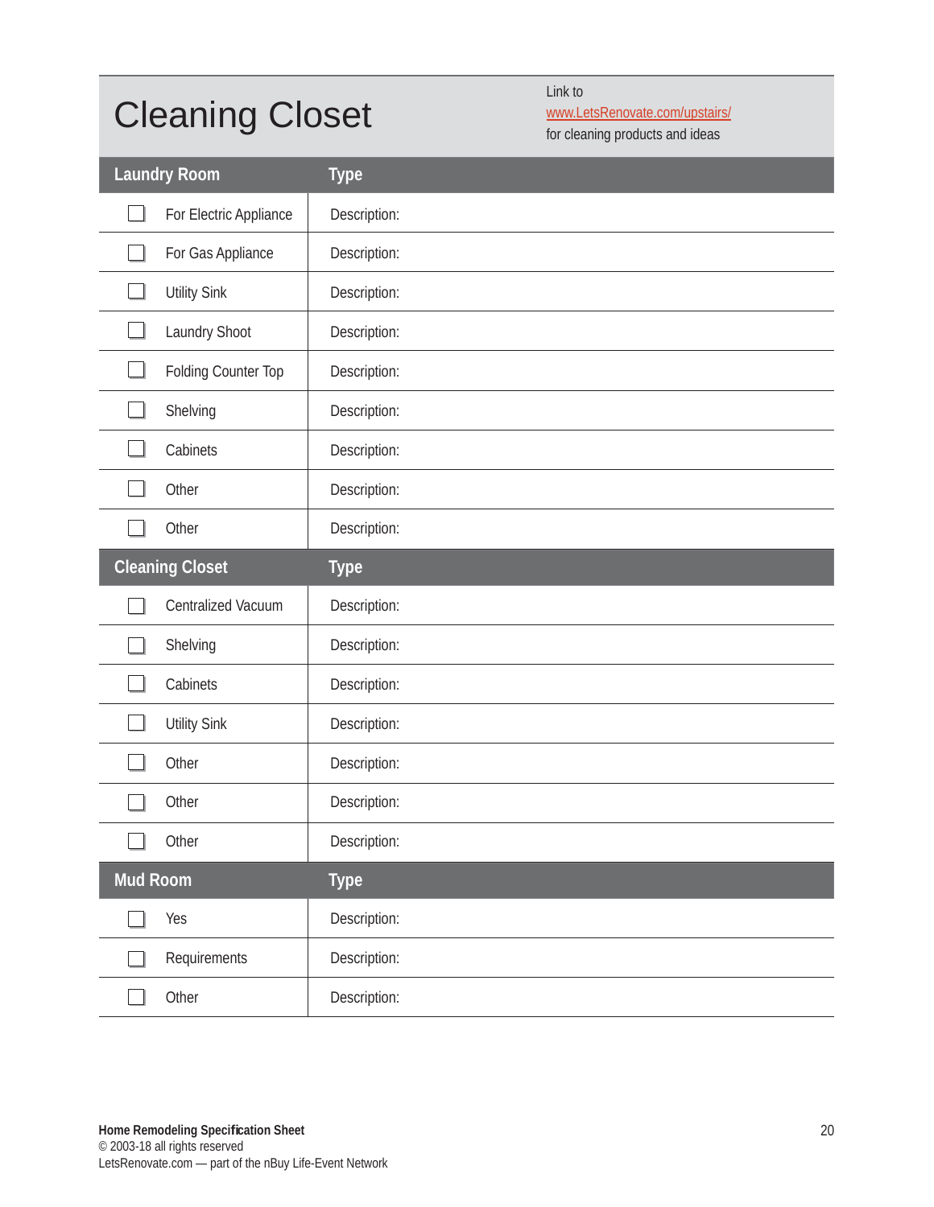# Cleaning Closet

Link to
[www.LetsRenovate.com/upstairs/](www.LetsRenovate.com/upstairs/)
for cleaning products and ideas

| Laundry Room | Type |
|---|---|
| ☐ For Electric Appliance | Description: |
| ☐ For Gas Appliance | Description: |
| ☐ Utility Sink | Description: |
| ☐ Laundry Shoot | Description: |
| ☐ Folding Counter Top | Description: |
| ☐ Shelving | Description: |
| ☐ Cabinets | Description: |
| ☐ Other | Description: |
| ☐ Other | Description: |
| **Cleaning Closet** | **Type** |
| ☐ Centralized Vacuum | Description: |
| ☐ Shelving | Description: |
| ☐ Cabinets | Description: |
| ☐ Utility Sink | Description: |
| ☐ Other | Description: |
| ☐ Other | Description: |
| ☐ Other | Description: |
| **Mud Room** | **Type** |
| ☐ Yes | Description: |
| ☐ Requirements | Description: |
| ☐ Other | Description: |

**Home Remodeling Specification Sheet**
© 2003-18 all rights reserved
LetsRenovate.com — part of the nBuy Life-Event Network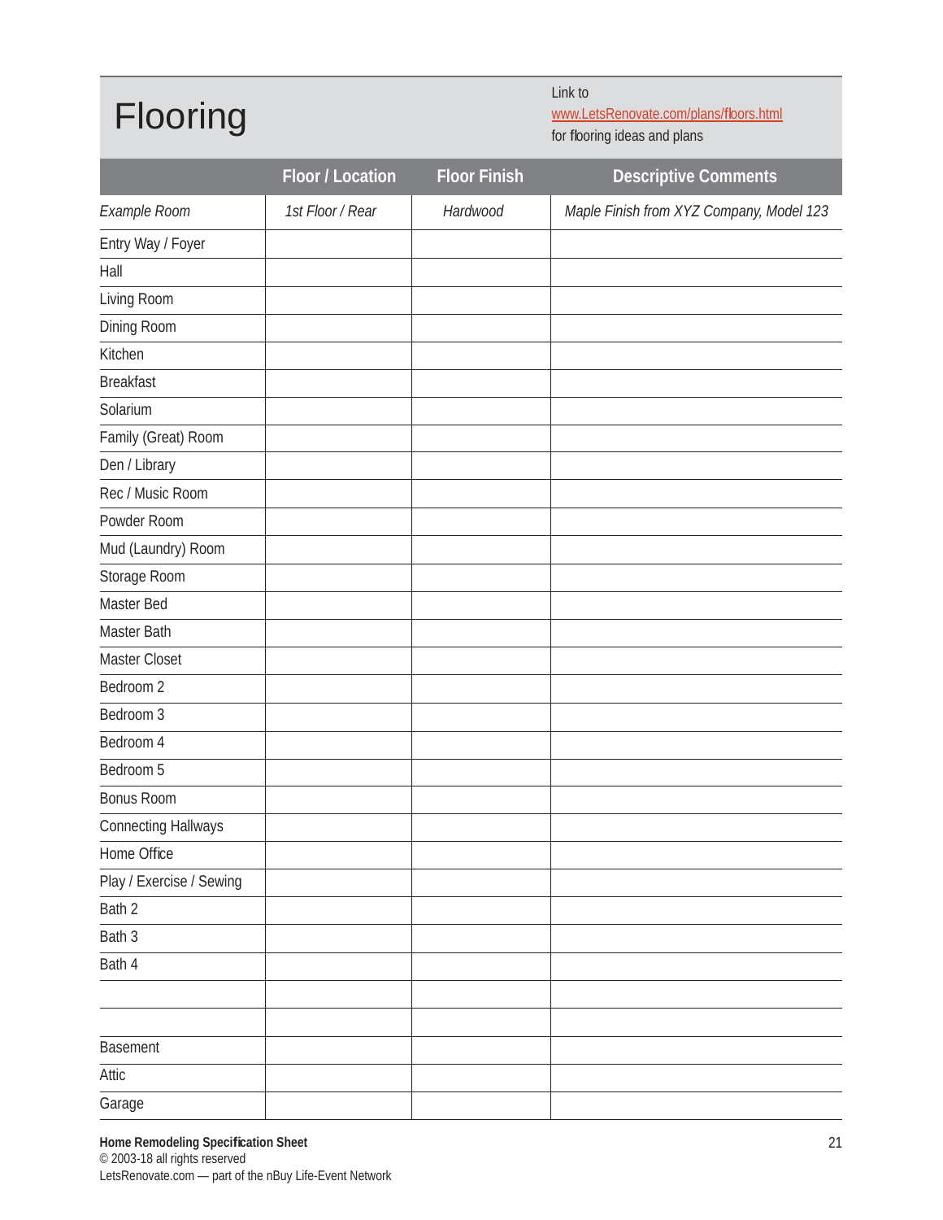# Flooring

Link to
www.LetsRenovate.com/plans/floors.html
for flooring ideas and plans

| | Floor / Location | Floor Finish | Descriptive Comments |
|---|---|---|---|
| *Example Room* | *1st Floor / Rear* | *Hardwood* | *Maple Finish from XYZ Company, Model 123* |
| Entry Way / Foyer | | | |
| Hall | | | |
| Living Room | | | |
| Dining Room | | | |
| Kitchen | | | |
| Breakfast | | | |
| Solarium | | | |
| Family (Great) Room | | | |
| Den / Library | | | |
| Rec / Music Room | | | |
| Powder Room | | | |
| Mud (Laundry) Room | | | |
| Storage Room | | | |
| Master Bed | | | |
| Master Bath | | | |
| Master Closet | | | |
| Bedroom 2 | | | |
| Bedroom 3 | | | |
| Bedroom 4 | | | |
| Bedroom 5 | | | |
| Bonus Room | | | |
| Connecting Hallways | | | |
| Home Office | | | |
| Play / Exercise / Sewing | | | |
| Bath 2 | | | |
| Bath 3 | | | |
| Bath 4 | | | |
| | | | |
| | | | |
| Basement | | | |
| Attic | | | |
| Garage | | | |

**Home Remodeling Specification Sheet**
© 2003-18 all rights reserved
LetsRenovate.com — part of the nBuy Life-Event Network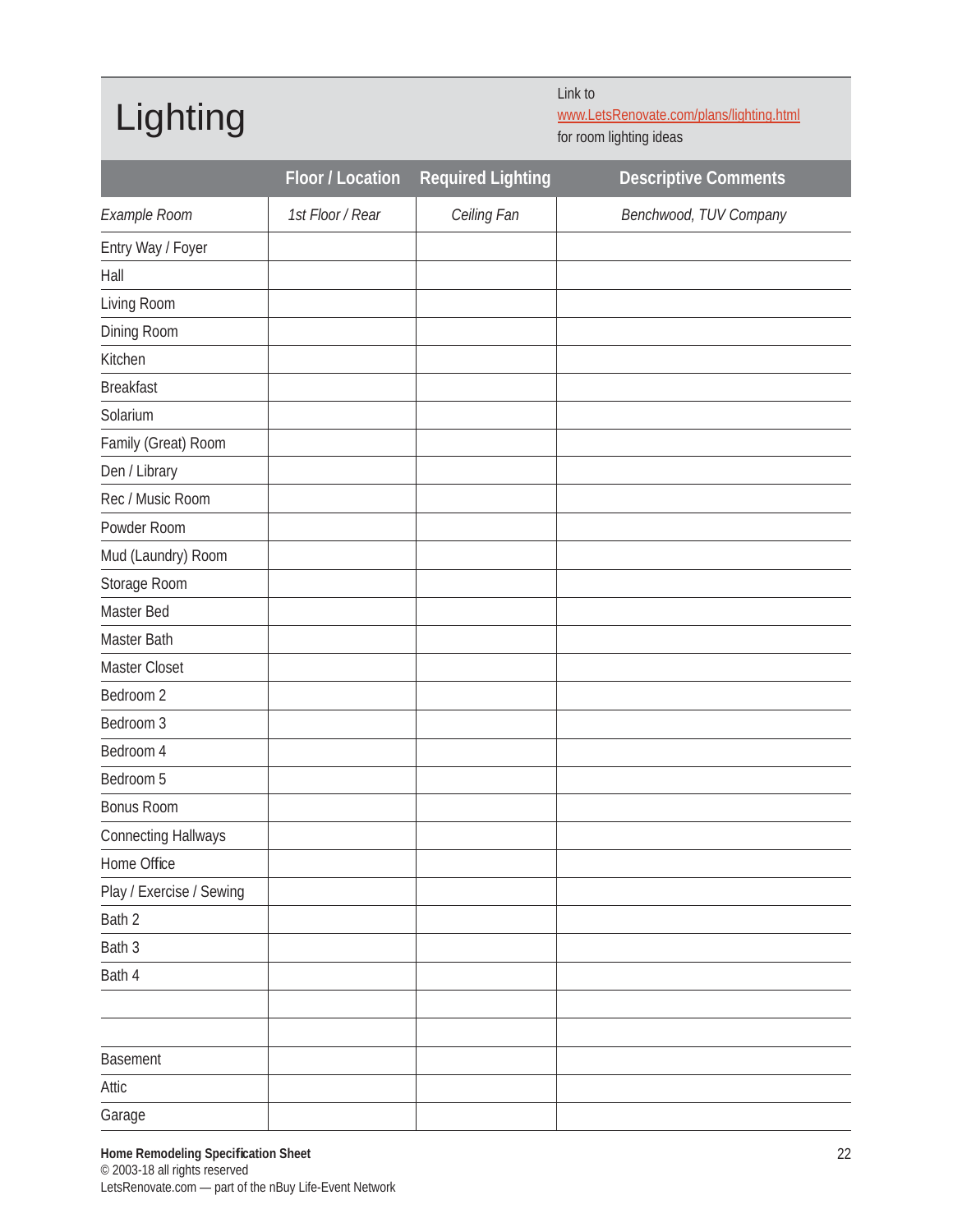# Lighting

Link to
www.LetsRenovate.com/plans/lighting.html
for room lighting ideas

| | Floor / Location | Required Lighting | Descriptive Comments |
|---|---|---|---|
| *Example Room* | *1st Floor / Rear* | *Ceiling Fan* | *Benchwood, TUV Company* |
| Entry Way / Foyer | | | |
| Hall | | | |
| Living Room | | | |
| Dining Room | | | |
| Kitchen | | | |
| Breakfast | | | |
| Solarium | | | |
| Family (Great) Room | | | |
| Den / Library | | | |
| Rec / Music Room | | | |
| Powder Room | | | |
| Mud (Laundry) Room | | | |
| Storage Room | | | |
| Master Bed | | | |
| Master Bath | | | |
| Master Closet | | | |
| Bedroom 2 | | | |
| Bedroom 3 | | | |
| Bedroom 4 | | | |
| Bedroom 5 | | | |
| Bonus Room | | | |
| Connecting Hallways | | | |
| Home Office | | | |
| Play / Exercise / Sewing | | | |
| Bath 2 | | | |
| Bath 3 | | | |
| Bath 4 | | | |
| | | | |
| | | | |
| Basement | | | |
| Attic | | | |
| Garage | | | |

**Home Remodeling Specification Sheet**
© 2003-18 all rights reserved
LetsRenovate.com — part of the nBuy Life-Event Network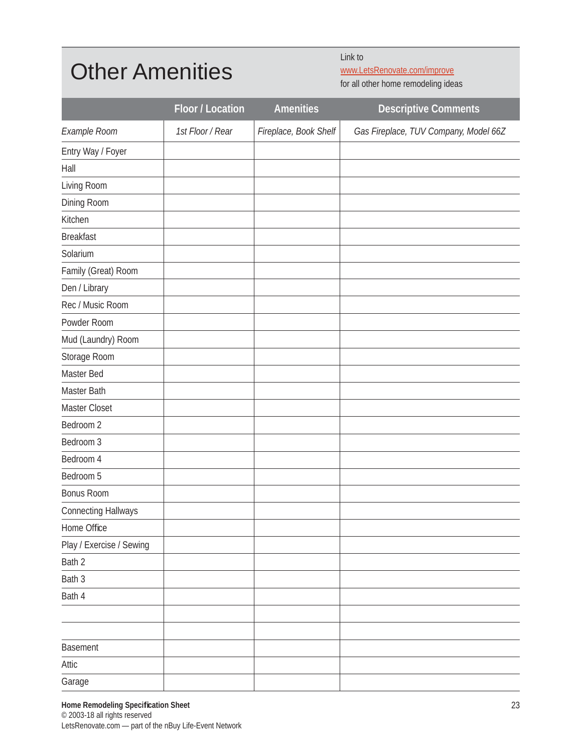# Other Amenities

Link to [www.LetsRenovate.com/improve](www.LetsRenovate.com/improve) for all other home remodeling ideas

| | Floor / Location | Amenities | Descriptive Comments |
|---|---|---|---|
| *Example Room* | *1st Floor / Rear* | *Fireplace, Book Shelf* | *Gas Fireplace, TUV Company, Model 66Z* |
| Entry Way / Foyer | | | |
| Hall | | | |
| Living Room | | | |
| Dining Room | | | |
| Kitchen | | | |
| Breakfast | | | |
| Solarium | | | |
| Family (Great) Room | | | |
| Den / Library | | | |
| Rec / Music Room | | | |
| Powder Room | | | |
| Mud (Laundry) Room | | | |
| Storage Room | | | |
| Master Bed | | | |
| Master Bath | | | |
| Master Closet | | | |
| Bedroom 2 | | | |
| Bedroom 3 | | | |
| Bedroom 4 | | | |
| Bedroom 5 | | | |
| Bonus Room | | | |
| Connecting Hallways | | | |
| Home Office | | | |
| Play / Exercise / Sewing | | | |
| Bath 2 | | | |
| Bath 3 | | | |
| Bath 4 | | | |
| | | | |
| | | | |
| Basement | | | |
| Attic | | | |
| Garage | | | |

**Home Remodeling Specification Sheet**
© 2003-18 all rights reserved
LetsRenovate.com — part of the nBuy Life-Event Network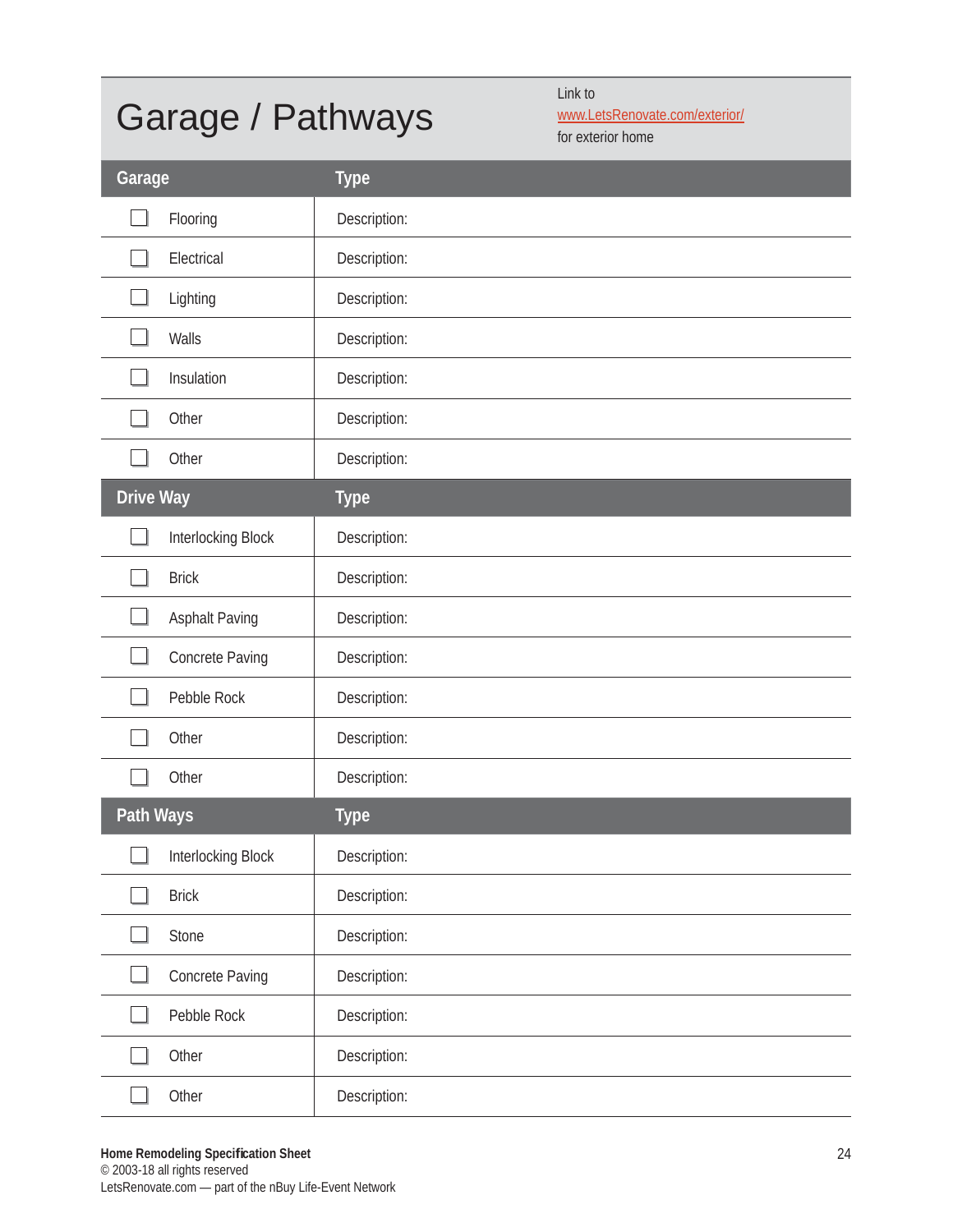# Garage / Pathways

Link to [www.LetsRenovate.com/exterior/](www.LetsRenovate.com/exterior/) for exterior home

| Garage | Type |
|---|---|
| ☐ Flooring | Description: |
| ☐ Electrical | Description: |
| ☐ Lighting | Description: |
| ☐ Walls | Description: |
| ☐ Insulation | Description: |
| ☐ Other | Description: |
| ☐ Other | Description: |

| Drive Way | Type |
|---|---|
| ☐ Interlocking Block | Description: |
| ☐ Brick | Description: |
| ☐ Asphalt Paving | Description: |
| ☐ Concrete Paving | Description: |
| ☐ Pebble Rock | Description: |
| ☐ Other | Description: |
| ☐ Other | Description: |

| Path Ways | Type |
|---|---|
| ☐ Interlocking Block | Description: |
| ☐ Brick | Description: |
| ☐ Stone | Description: |
| ☐ Concrete Paving | Description: |
| ☐ Pebble Rock | Description: |
| ☐ Other | Description: |
| ☐ Other | Description: |

**Home Remodeling Specification Sheet**
© 2003-18 all rights reserved
LetsRenovate.com — part of the nBuy Life-Event Network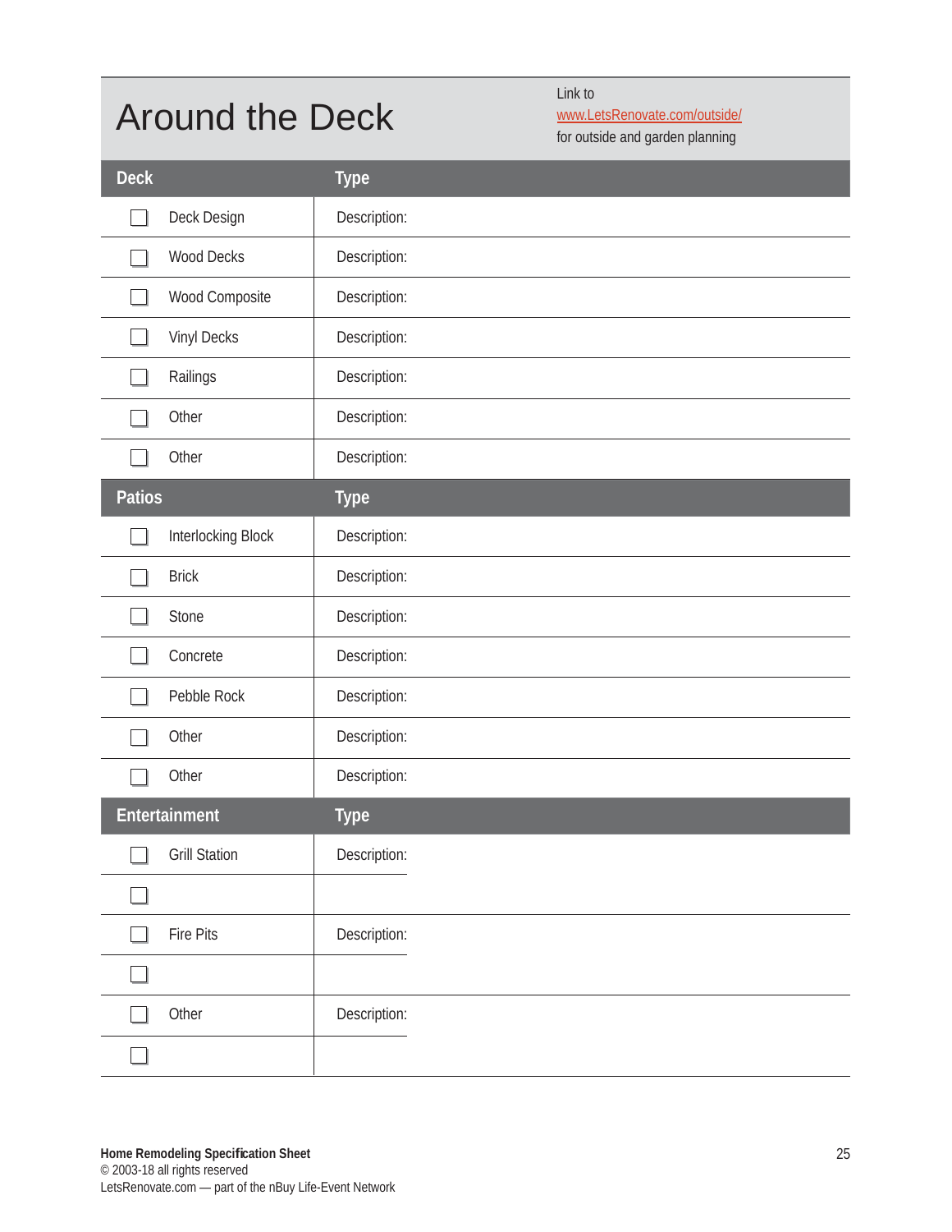# Around the Deck

Link to
www.LetsRenovate.com/outside/
for outside and garden planning

| Deck | Type |
|---|---|
| ☐ Deck Design | Description: |
| ☐ Wood Decks | Description: |
| ☐ Wood Composite | Description: |
| ☐ Vinyl Decks | Description: |
| ☐ Railings | Description: |
| ☐ Other | Description: |
| ☐ Other | Description: |

| Patios | Type |
|---|---|
| ☐ Interlocking Block | Description: |
| ☐ Brick | Description: |
| ☐ Stone | Description: |
| ☐ Concrete | Description: |
| ☐ Pebble Rock | Description: |
| ☐ Other | Description: |
| ☐ Other | Description: |

| Entertainment | Type |
|---|---|
| ☐ Grill Station | Description: |
| ☐ | |
| ☐ Fire Pits | Description: |
| ☐ | |
| ☐ Other | Description: |
| ☐ | |

**Home Remodeling Specification Sheet**
© 2003-18 all rights reserved
LetsRenovate.com — part of the nBuy Life-Event Network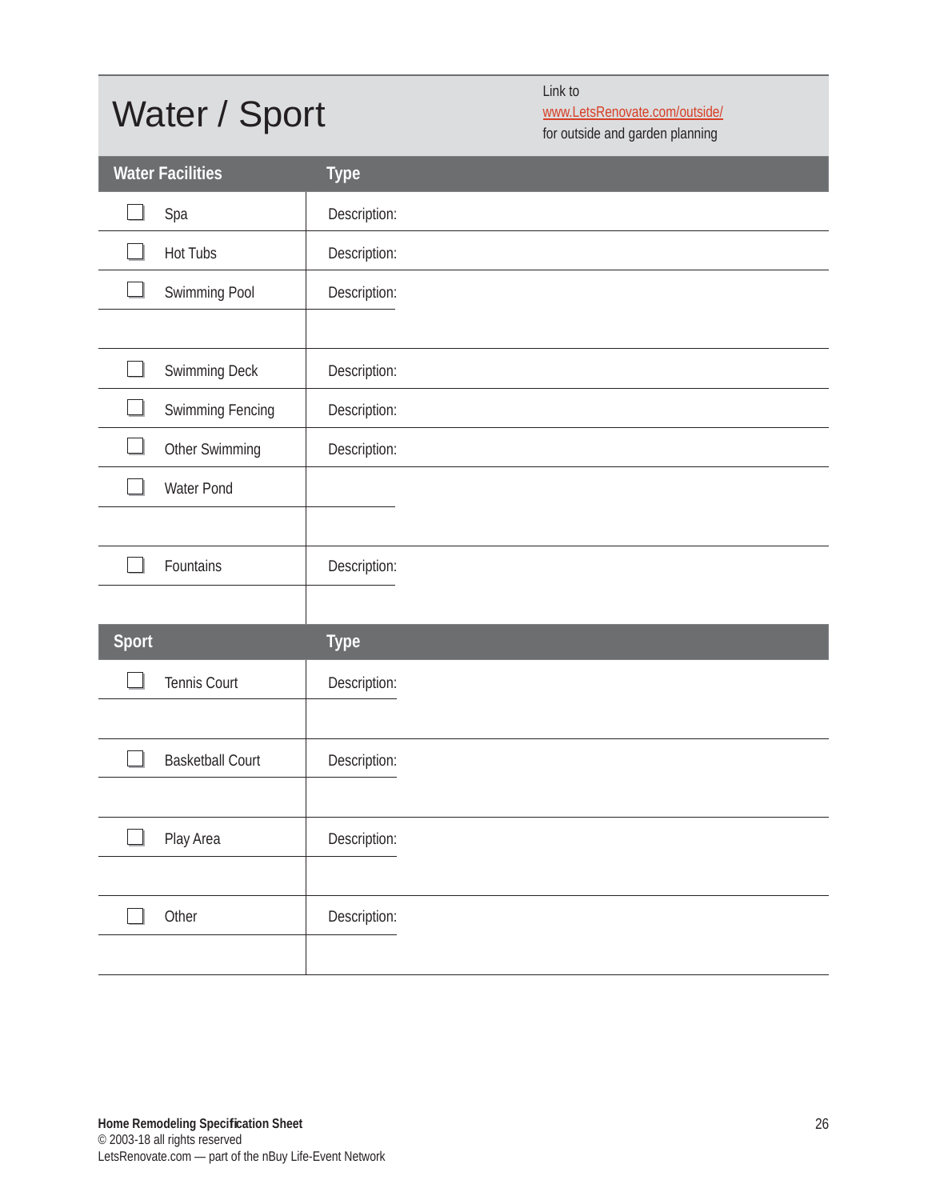# Water / Sport

Link to
www.LetsRenovate.com/outside/
for outside and garden planning

| Water Facilities | Type |
|---|---|
| ☐ Spa | Description: |
| ☐ Hot Tubs | Description: |
| ☐ Swimming Pool | Description: |
| | |
| ☐ Swimming Deck | Description: |
| ☐ Swimming Fencing | Description: |
| ☐ Other Swimming | Description: |
| ☐ Water Pond | |
| | |
| ☐ Fountains | Description: |
| | |

| Sport | Type |
|---|---|
| ☐ Tennis Court | Description: |
| | |
| ☐ Basketball Court | Description: |
| | |
| ☐ Play Area | Description: |
| | |
| ☐ Other | Description: |
| | |

**Home Remodeling Specification Sheet**
© 2003-18 all rights reserved
LetsRenovate.com — part of the nBuy Life-Event Network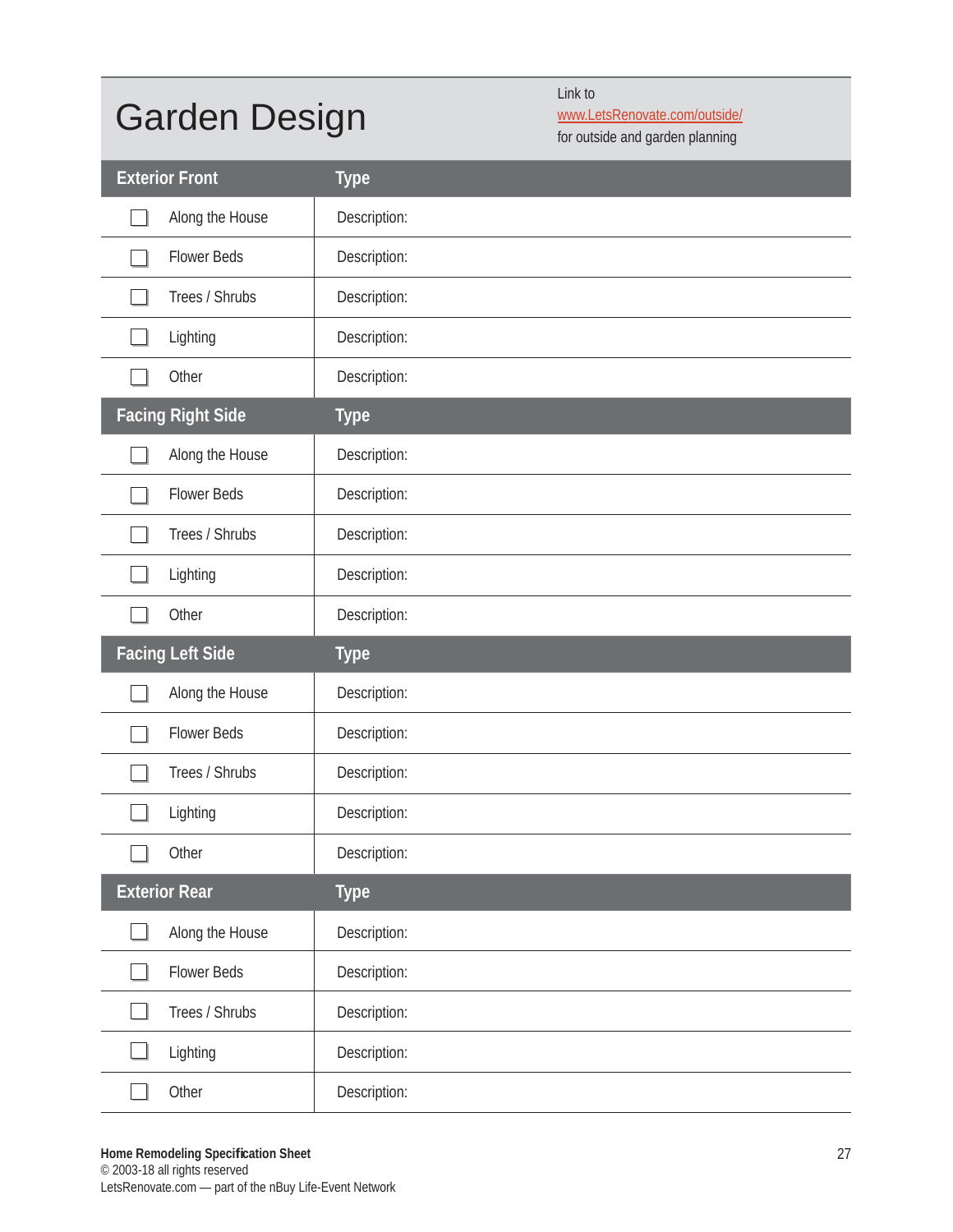# Garden Design

Link to
www.LetsRenovate.com/outside/
for outside and garden planning

| Exterior Front | Type |
|---|---|
| ☐ Along the House | Description: |
| ☐ Flower Beds | Description: |
| ☐ Trees / Shrubs | Description: |
| ☐ Lighting | Description: |
| ☐ Other | Description: |
| **Facing Right Side** | **Type** |
| ☐ Along the House | Description: |
| ☐ Flower Beds | Description: |
| ☐ Trees / Shrubs | Description: |
| ☐ Lighting | Description: |
| ☐ Other | Description: |
| **Facing Left Side** | **Type** |
| ☐ Along the House | Description: |
| ☐ Flower Beds | Description: |
| ☐ Trees / Shrubs | Description: |
| ☐ Lighting | Description: |
| ☐ Other | Description: |
| **Exterior Rear** | **Type** |
| ☐ Along the House | Description: |
| ☐ Flower Beds | Description: |
| ☐ Trees / Shrubs | Description: |
| ☐ Lighting | Description: |
| ☐ Other | Description: |

**Home Remodeling Specification Sheet**
© 2003-18 all rights reserved
LetsRenovate.com — part of the nBuy Life-Event Network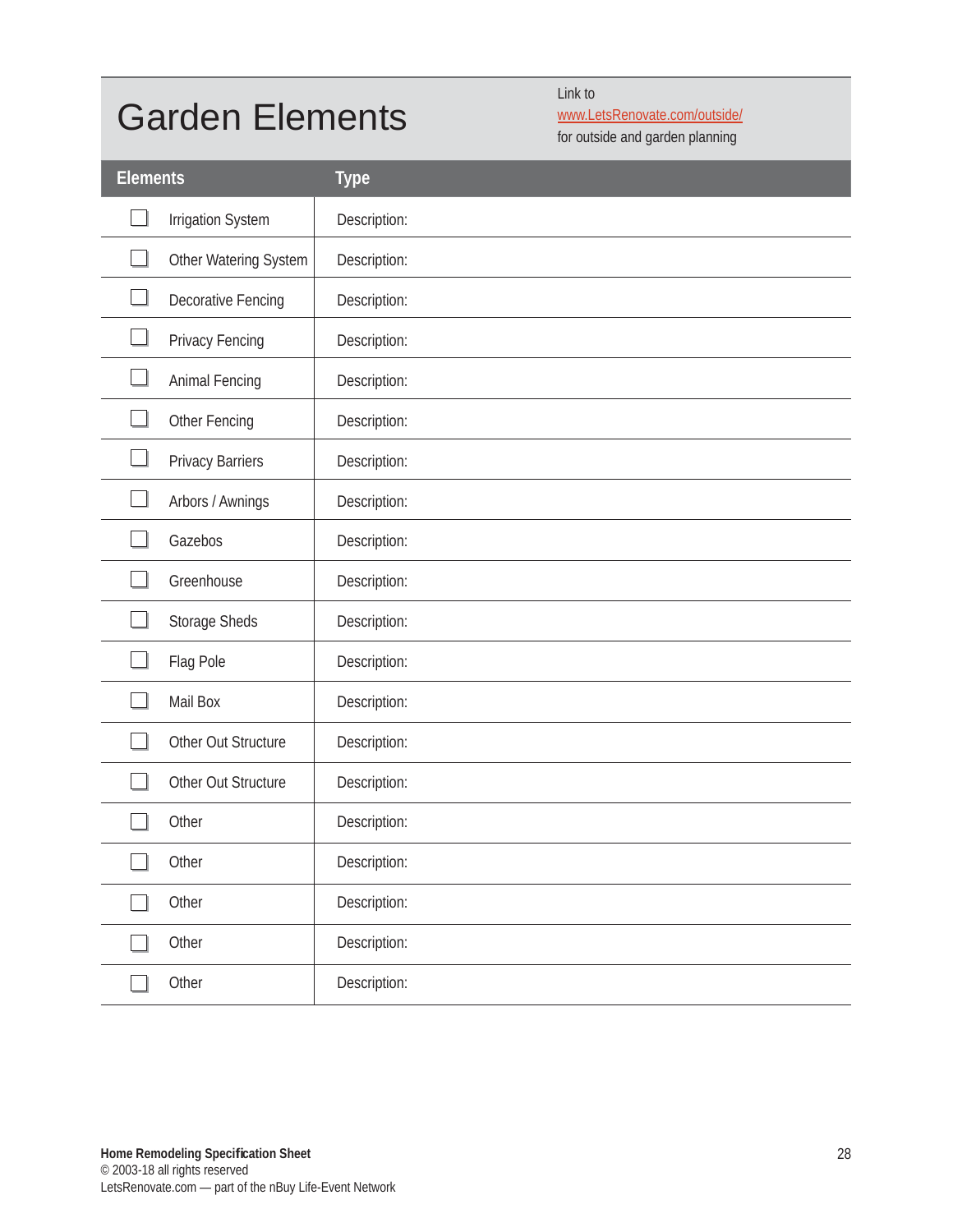# Garden Elements

Link to
www.LetsRenovate.com/outside/
for outside and garden planning

| Elements | Type |
|---|---|
| ☐ Irrigation System | Description: |
| ☐ Other Watering System | Description: |
| ☐ Decorative Fencing | Description: |
| ☐ Privacy Fencing | Description: |
| ☐ Animal Fencing | Description: |
| ☐ Other Fencing | Description: |
| ☐ Privacy Barriers | Description: |
| ☐ Arbors / Awnings | Description: |
| ☐ Gazebos | Description: |
| ☐ Greenhouse | Description: |
| ☐ Storage Sheds | Description: |
| ☐ Flag Pole | Description: |
| ☐ Mail Box | Description: |
| ☐ Other Out Structure | Description: |
| ☐ Other Out Structure | Description: |
| ☐ Other | Description: |
| ☐ Other | Description: |
| ☐ Other | Description: |
| ☐ Other | Description: |
| ☐ Other | Description: |

**Home Remodeling Specification Sheet**
© 2003-18 all rights reserved
LetsRenovate.com — part of the nBuy Life-Event Network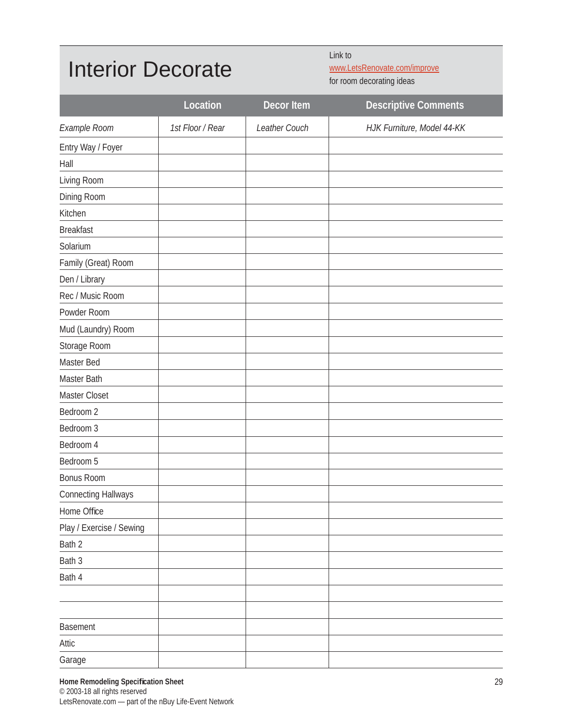# Interior Decorate

Link to
www.LetsRenovate.com/improve
for room decorating ideas

| | Location | Decor Item | Descriptive Comments |
|---|---|---|---|
| *Example Room* | *1st Floor / Rear* | *Leather Couch* | *HJK Furniture, Model 44-KK* |
| Entry Way / Foyer | | | |
| Hall | | | |
| Living Room | | | |
| Dining Room | | | |
| Kitchen | | | |
| Breakfast | | | |
| Solarium | | | |
| Family (Great) Room | | | |
| Den / Library | | | |
| Rec / Music Room | | | |
| Powder Room | | | |
| Mud (Laundry) Room | | | |
| Storage Room | | | |
| Master Bed | | | |
| Master Bath | | | |
| Master Closet | | | |
| Bedroom 2 | | | |
| Bedroom 3 | | | |
| Bedroom 4 | | | |
| Bedroom 5 | | | |
| Bonus Room | | | |
| Connecting Hallways | | | |
| Home Office | | | |
| Play / Exercise / Sewing | | | |
| Bath 2 | | | |
| Bath 3 | | | |
| Bath 4 | | | |
| | | | |
| | | | |
| Basement | | | |
| Attic | | | |
| Garage | | | |

**Home Remodeling Specification Sheet**
© 2003-18 all rights reserved
LetsRenovate.com — part of the nBuy Life-Event Network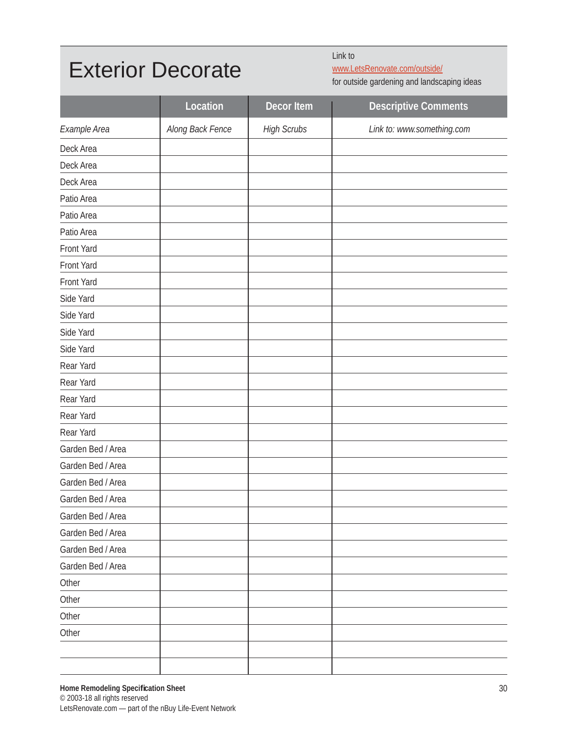# Exterior Decorate

Link to
www.LetsRenovate.com/outside/
for outside gardening and landscaping ideas

| | Location | Decor Item | Descriptive Comments |
|---|---|---|---|
| *Example Area* | *Along Back Fence* | *High Scrubs* | *Link to: www.something.com* |
| Deck Area | | | |
| Deck Area | | | |
| Deck Area | | | |
| Patio Area | | | |
| Patio Area | | | |
| Patio Area | | | |
| Front Yard | | | |
| Front Yard | | | |
| Front Yard | | | |
| Side Yard | | | |
| Side Yard | | | |
| Side Yard | | | |
| Side Yard | | | |
| Rear Yard | | | |
| Rear Yard | | | |
| Rear Yard | | | |
| Rear Yard | | | |
| Rear Yard | | | |
| Garden Bed / Area | | | |
| Garden Bed / Area | | | |
| Garden Bed / Area | | | |
| Garden Bed / Area | | | |
| Garden Bed / Area | | | |
| Garden Bed / Area | | | |
| Garden Bed / Area | | | |
| Garden Bed / Area | | | |
| Other | | | |
| Other | | | |
| Other | | | |
| Other | | | |
| | | | |
| | | | |

**Home Remodeling Specification Sheet**
© 2003-18 all rights reserved
LetsRenovate.com — part of the nBuy Life-Event Network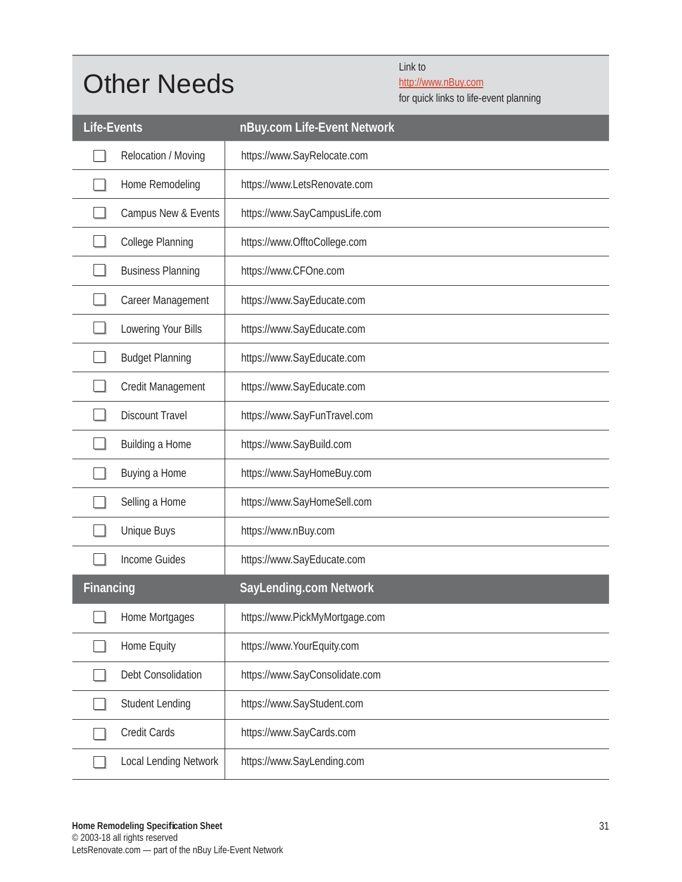# Other Needs

Link to
http://www.nBuy.com
for quick links to life-event planning

| Life-Events | nBuy.com Life-Event Network |
|---|---|
| ☐ Relocation / Moving | https://www.SayRelocate.com |
| ☐ Home Remodeling | https://www.LetsRenovate.com |
| ☐ Campus New & Events | https://www.SayCampusLife.com |
| ☐ College Planning | https://www.OfftoCollege.com |
| ☐ Business Planning | https://www.CFOne.com |
| ☐ Career Management | https://www.SayEducate.com |
| ☐ Lowering Your Bills | https://www.SayEducate.com |
| ☐ Budget Planning | https://www.SayEducate.com |
| ☐ Credit Management | https://www.SayEducate.com |
| ☐ Discount Travel | https://www.SayFunTravel.com |
| ☐ Building a Home | https://www.SayBuild.com |
| ☐ Buying a Home | https://www.SayHomeBuy.com |
| ☐ Selling a Home | https://www.SayHomeSell.com |
| ☐ Unique Buys | https://www.nBuy.com |
| ☐ Income Guides | https://www.SayEducate.com |
| **Financing** | **SayLending.com Network** |
| ☐ Home Mortgages | https://www.PickMyMortgage.com |
| ☐ Home Equity | https://www.YourEquity.com |
| ☐ Debt Consolidation | https://www.SayConsolidate.com |
| ☐ Student Lending | https://www.SayStudent.com |
| ☐ Credit Cards | https://www.SayCards.com |
| ☐ Local Lending Network | https://www.SayLending.com |

**Home Remodeling Specification Sheet**
© 2003-18 all rights reserved
LetsRenovate.com — part of the nBuy Life-Event Network